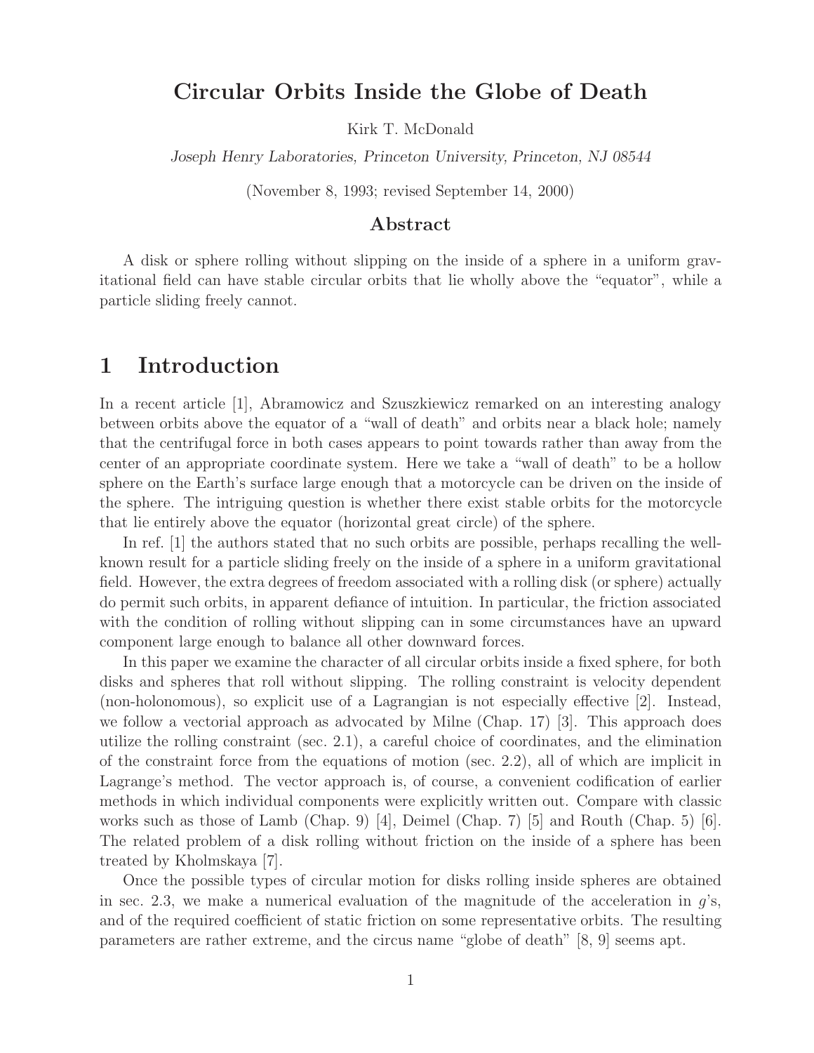# Circular Orbits Inside the Globe of Death

Kirk T. McDonald

*Joseph Henry Laboratories, Princeton University, Princeton, NJ 08544*

(November 8, 1993; revised September 14, 2000)

## Abstract

A disk or sphere rolling without slipping on the inside of a sphere in a uniform gravitational field can have stable circular orbits that lie wholly above the "equator", while a particle sliding freely cannot.

# 1 Introduction

In a recent article [1], Abramowicz and Szuszkiewicz remarked on an interesting analogy between orbits above the equator of a "wall of death" and orbits near a black hole; namely that the centrifugal force in both cases appears to point towards rather than away from the center of an appropriate coordinate system. Here we take a "wall of death" to be a hollow sphere on the Earth's surface large enough that a motorcycle can be driven on the inside of the sphere. The intriguing question is whether there exist stable orbits for the motorcycle that lie entirely above the equator (horizontal great circle) of the sphere.

In ref. [1] the authors stated that no such orbits are possible, perhaps recalling the well-known result for a particle sliding freely on the inside of a sphere in a uniform gravitational field. However, the extra degrees of freedom associated with a rolling disk (or sphere) actually do permit such orbits, in apparent defiance of intuition. In particular, the friction associated with the condition of rolling without slipping can in some circumstances have an upward component large enough to balance all other downward forces.

In this paper we examine the character of all circular orbits inside a fixed sphere, for both disks and spheres that roll without slipping. The rolling constraint is velocity dependent (non-holonomous), so explicit use of a Lagrangian is not especially effective [2]. Instead, we follow a vectorial approach as advocated by Milne (Chap. 17) [3]. This approach does utilize the rolling constraint (sec. 2.1), a careful choice of coordinates, and the elimination of the constraint force from the equations of motion (sec. 2.2), all of which are implicit in Lagrange's method. The vector approach is, of course, a convenient codification of earlier methods in which individual components were explicitly written out. Compare with classic works such as those of Lamb (Chap. 9) [4], Deimel (Chap. 7) [5] and Routh (Chap. 5) [6]. The related problem of a disk rolling without friction on the inside of a sphere has been treated by Kholmskaya [7].

Once the possible types of circular motion for disks rolling inside spheres are obtained in sec. 2.3, we make a numerical evaluation of the magnitude of the acceleration in $g$'s, and of the required coefficient of static friction on some representative orbits. The resulting parameters are rather extreme, and the circus name "globe of death" [8, 9] seems apt.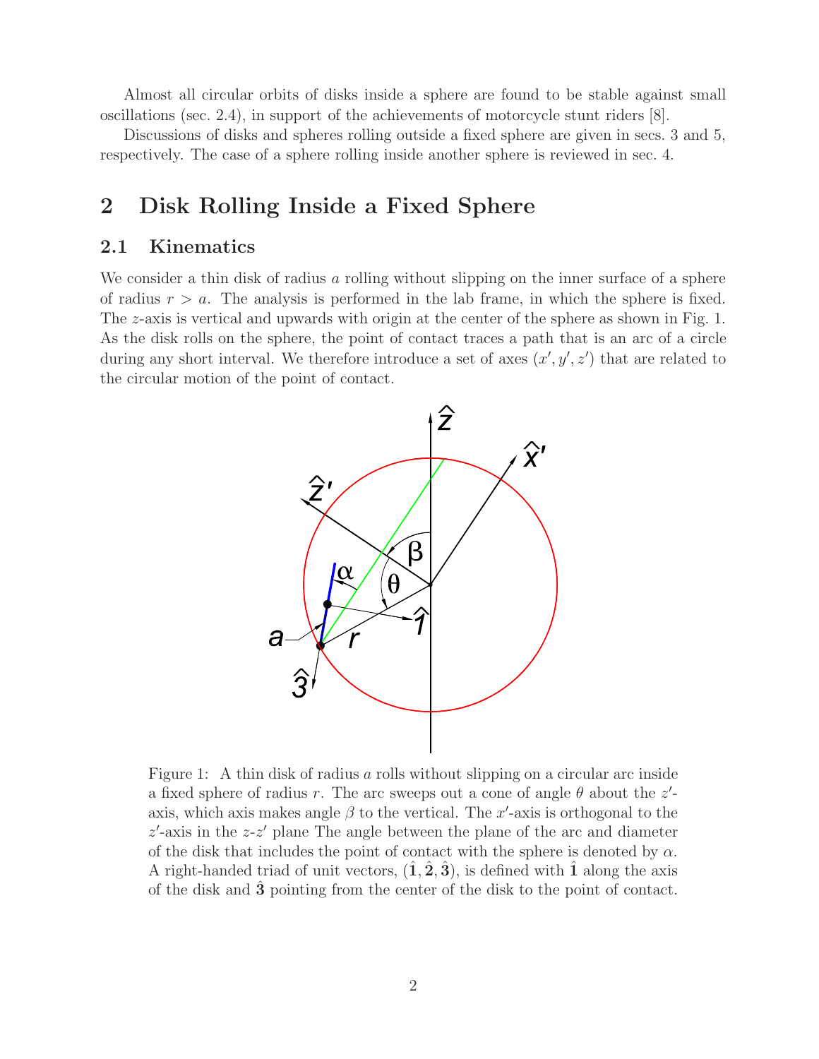Almost all circular orbits of disks inside a sphere are found to be stable against small oscillations (sec. 2.4), in support of the achievements of motorcycle stunt riders [8].

Discussions of disks and spheres rolling outside a fixed sphere are given in secs. 3 and 5, respectively. The case of a sphere rolling inside another sphere is reviewed in sec. 4.

## 2 Disk Rolling Inside a Fixed Sphere

### 2.1 Kinematics

We consider a thin disk of radius $a$ rolling without slipping on the inner surface of a sphere of radius $r > a$. The analysis is performed in the lab frame, in which the sphere is fixed. The $z$-axis is vertical and upwards with origin at the center of the sphere as shown in Fig. 1. As the disk rolls on the sphere, the point of contact traces a path that is an arc of a circle during any short interval. We therefore introduce a set of axes $(x', y', z')$ that are related to the circular motion of the point of contact.

Figure 1: A thin disk of radius $a$ rolls without slipping on a circular arc inside a fixed sphere of radius $r$. The arc sweeps out a cone of angle $\theta$ about the $z'$-axis, which axis makes angle $\beta$ to the vertical. The $x'$-axis is orthogonal to the $z'$-axis in the $z$-$z'$ plane The angle between the plane of the arc and diameter of the disk that includes the point of contact with the sphere is denoted by $\alpha$. A right-handed triad of unit vectors, $(\hat{\mathbf{1}}, \hat{\mathbf{2}}, \hat{\mathbf{3}})$, is defined with $\hat{\mathbf{1}}$ along the axis of the disk and $\hat{\mathbf{3}}$ pointing from the center of the disk to the point of contact.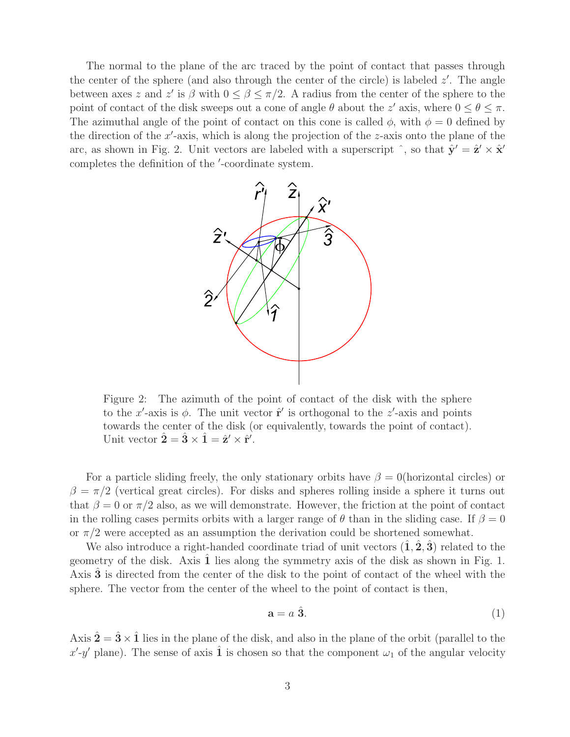The normal to the plane of the arc traced by the point of contact that passes through the center of the sphere (and also through the center of the circle) is labeled $z'$. The angle between axes $z$ and $z'$ is $\beta$ with $0 \leq \beta \leq \pi/2$. A radius from the center of the sphere to the point of contact of the disk sweeps out a cone of angle $\theta$ about the $z'$ axis, where $0 \leq \theta \leq \pi$. The azimuthal angle of the point of contact on this cone is called $\phi$, with $\phi = 0$ defined by the direction of the $x'$-axis, which is along the projection of the $z$-axis onto the plane of the arc, as shown in Fig. 2. Unit vectors are labeled with a superscript $\hat{}$, so that $\hat{\mathbf{y}}' = \hat{\mathbf{z}}' \times \hat{\mathbf{x}}'$ completes the definition of the $'$-coordinate system.

Figure 2: The azimuth of the point of contact of the disk with the sphere to the $x'$-axis is $\phi$. The unit vector $\hat{\mathbf{r}}'$ is orthogonal to the $z'$-axis and points towards the center of the disk (or equivalently, towards the point of contact). Unit vector $\hat{\mathbf{2}} = \hat{\mathbf{3}} \times \hat{\mathbf{1}} = \hat{\mathbf{z}}' \times \hat{\mathbf{r}}'$.

For a particle sliding freely, the only stationary orbits have $\beta = 0$(horizontal circles) or $\beta = \pi/2$ (vertical great circles). For disks and spheres rolling inside a sphere it turns out that $\beta = 0$ or $\pi/2$ also, as we will demonstrate. However, the friction at the point of contact in the rolling cases permits orbits with a larger range of $\theta$ than in the sliding case. If $\beta = 0$ or $\pi/2$ were accepted as an assumption the derivation could be shortened somewhat.

We also introduce a right-handed coordinate triad of unit vectors $(\hat{\mathbf{1}}, \hat{\mathbf{2}}, \hat{\mathbf{3}})$ related to the geometry of the disk. Axis $\hat{\mathbf{1}}$ lies along the symmetry axis of the disk as shown in Fig. 1. Axis $\hat{\mathbf{3}}$ is directed from the center of the disk to the point of contact of the wheel with the sphere. The vector from the center of the wheel to the point of contact is then,

$$\mathbf{a} = a\,\hat{\mathbf{3}}. \tag{1}$$

Axis $\hat{\mathbf{2}} = \hat{\mathbf{3}} \times \hat{\mathbf{1}}$ lies in the plane of the disk, and also in the plane of the orbit (parallel to the $x'$-$y'$ plane). The sense of axis $\hat{\mathbf{1}}$ is chosen so that the component $\omega_1$ of the angular velocity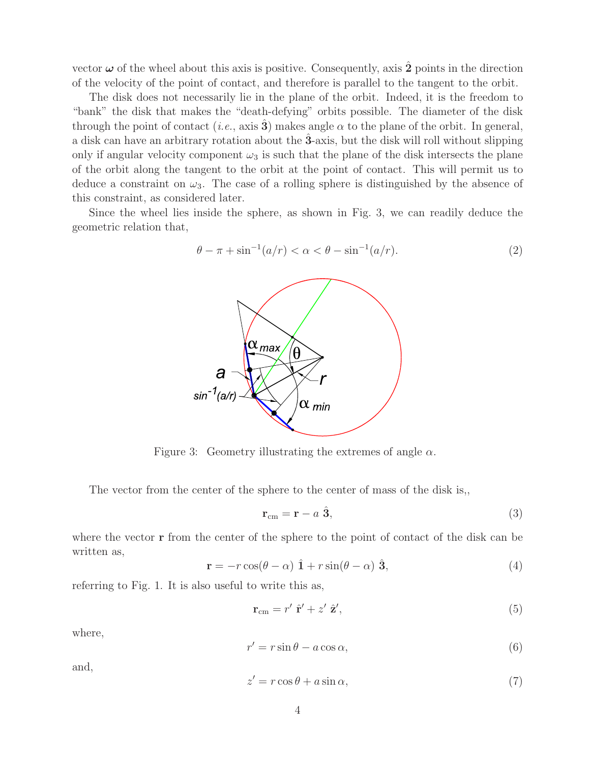vector $\boldsymbol{\omega}$ of the wheel about this axis is positive. Consequently, axis $\hat{\mathbf{2}}$ points in the direction of the velocity of the point of contact, and therefore is parallel to the tangent to the orbit.

The disk does not necessarily lie in the plane of the orbit. Indeed, it is the freedom to "bank" the disk that makes the "death-defying" orbits possible. The diameter of the disk through the point of contact (*i.e.*, axis $\hat{\mathbf{3}}$) makes angle $\alpha$ to the plane of the orbit. In general, a disk can have an arbitrary rotation about the $\hat{\mathbf{3}}$-axis, but the disk will roll without slipping only if angular velocity component $\omega_3$ is such that the plane of the disk intersects the plane of the orbit along the tangent to the orbit at the point of contact. This will permit us to deduce a constraint on $\omega_3$. The case of a rolling sphere is distinguished by the absence of this constraint, as considered later.

Since the wheel lies inside the sphere, as shown in Fig. 3, we can readily deduce the geometric relation that,

$$\theta - \pi + \sin^{-1}(a/r) < \alpha < \theta - \sin^{-1}(a/r). \tag{2}$$

Figure 3: Geometry illustrating the extremes of angle $\alpha$.

The vector from the center of the sphere to the center of mass of the disk is,,

$$\mathbf{r}_{\rm cm} = \mathbf{r} - a\ \hat{\mathbf{3}}, \tag{3}$$

where the vector $\mathbf{r}$ from the center of the sphere to the point of contact of the disk can be written as,

$$\mathbf{r} = -r\cos(\theta-\alpha)\ \hat{\mathbf{1}} + r\sin(\theta-\alpha)\ \hat{\mathbf{3}}, \tag{4}$$

referring to Fig. 1. It is also useful to write this as,

$$\mathbf{r}_{\rm cm} = r'\ \hat{\mathbf{r}}' + z'\ \hat{\mathbf{z}}', \tag{5}$$

where,

$$r' = r\sin\theta - a\cos\alpha, \tag{6}$$

and,

$$z' = r\cos\theta + a\sin\alpha, \tag{7}$$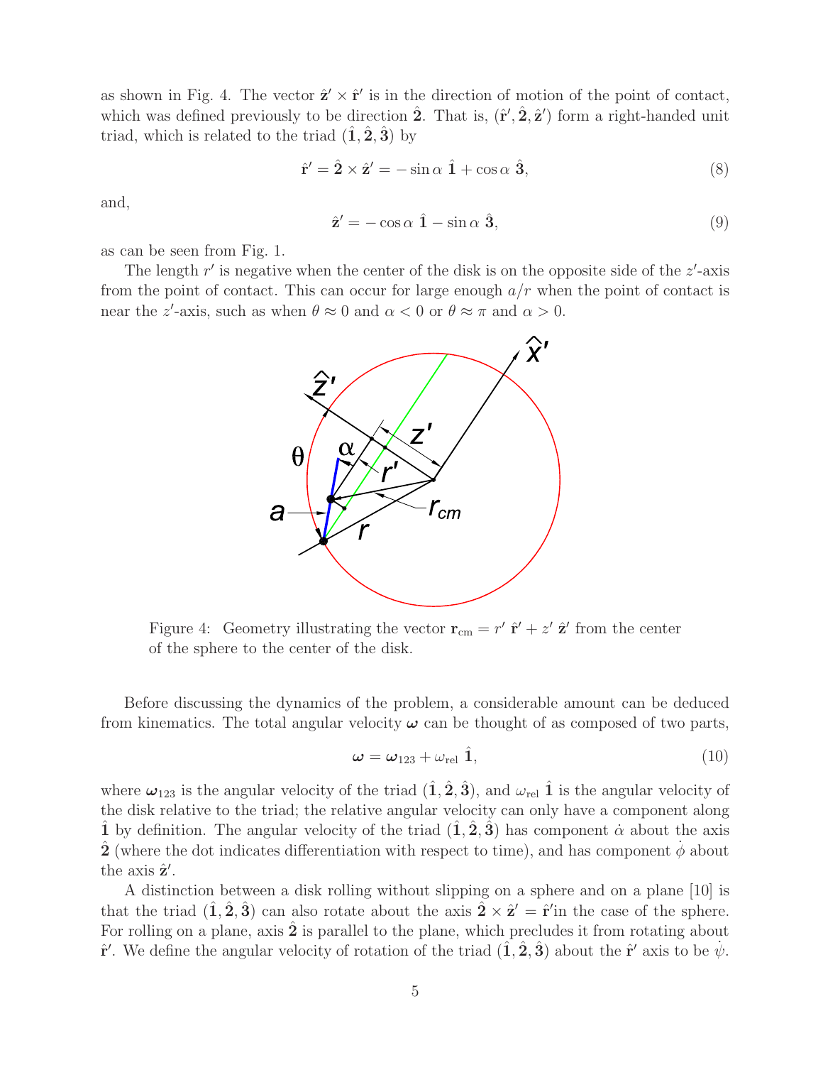as shown in Fig. 4. The vector $\hat{\mathbf{z}}' \times \hat{\mathbf{r}}'$ is in the direction of motion of the point of contact, which was defined previously to be direction $\hat{\mathbf{2}}$. That is, $(\hat{\mathbf{r}}', \hat{\mathbf{2}}, \hat{\mathbf{z}}')$ form a right-handed unit triad, which is related to the triad $(\hat{\mathbf{1}}, \hat{\mathbf{2}}, \hat{\mathbf{3}})$ by

$$\hat{\mathbf{r}}' = \hat{\mathbf{2}} \times \hat{\mathbf{z}}' = -\sin\alpha\ \hat{\mathbf{1}} + \cos\alpha\ \hat{\mathbf{3}}, \tag{8}$$

and,

$$\hat{\mathbf{z}}' = -\cos\alpha\ \hat{\mathbf{1}} - \sin\alpha\ \hat{\mathbf{3}}, \tag{9}$$

as can be seen from Fig. 1.

The length $r'$ is negative when the center of the disk is on the opposite side of the $z'$-axis from the point of contact. This can occur for large enough $a/r$ when the point of contact is near the $z'$-axis, such as when $\theta \approx 0$ and $\alpha < 0$ or $\theta \approx \pi$ and $\alpha > 0$.

Figure 4: Geometry illustrating the vector $\mathbf{r}_{\rm cm} = r'\ \hat{\mathbf{r}}' + z'\ \hat{\mathbf{z}}'$ from the center of the sphere to the center of the disk.

Before discussing the dynamics of the problem, a considerable amount can be deduced from kinematics. The total angular velocity $\boldsymbol{\omega}$ can be thought of as composed of two parts,

$$\boldsymbol{\omega} = \boldsymbol{\omega}_{123} + \omega_{\rm rel}\ \hat{\mathbf{1}}, \tag{10}$$

where $\boldsymbol{\omega}_{123}$ is the angular velocity of the triad $(\hat{\mathbf{1}}, \hat{\mathbf{2}}, \hat{\mathbf{3}})$, and $\omega_{\rm rel}\ \hat{\mathbf{1}}$ is the angular velocity of the disk relative to the triad; the relative angular velocity can only have a component along $\hat{\mathbf{1}}$ by definition. The angular velocity of the triad $(\hat{\mathbf{1}}, \hat{\mathbf{2}}, \hat{\mathbf{3}})$ has component $\dot{\alpha}$ about the axis $\hat{\mathbf{2}}$ (where the dot indicates differentiation with respect to time), and has component $\dot{\phi}$ about the axis $\hat{\mathbf{z}}'$.

A distinction between a disk rolling without slipping on a sphere and on a plane [10] is that the triad $(\hat{\mathbf{1}}, \hat{\mathbf{2}}, \hat{\mathbf{3}})$ can also rotate about the axis $\hat{\mathbf{2}} \times \hat{\mathbf{z}}' = \hat{\mathbf{r}}'$in the case of the sphere. For rolling on a plane, axis $\hat{\mathbf{2}}$ is parallel to the plane, which precludes it from rotating about $\hat{\mathbf{r}}'$. We define the angular velocity of rotation of the triad $(\hat{\mathbf{1}}, \hat{\mathbf{2}}, \hat{\mathbf{3}})$ about the $\hat{\mathbf{r}}'$ axis to be $\dot{\psi}$.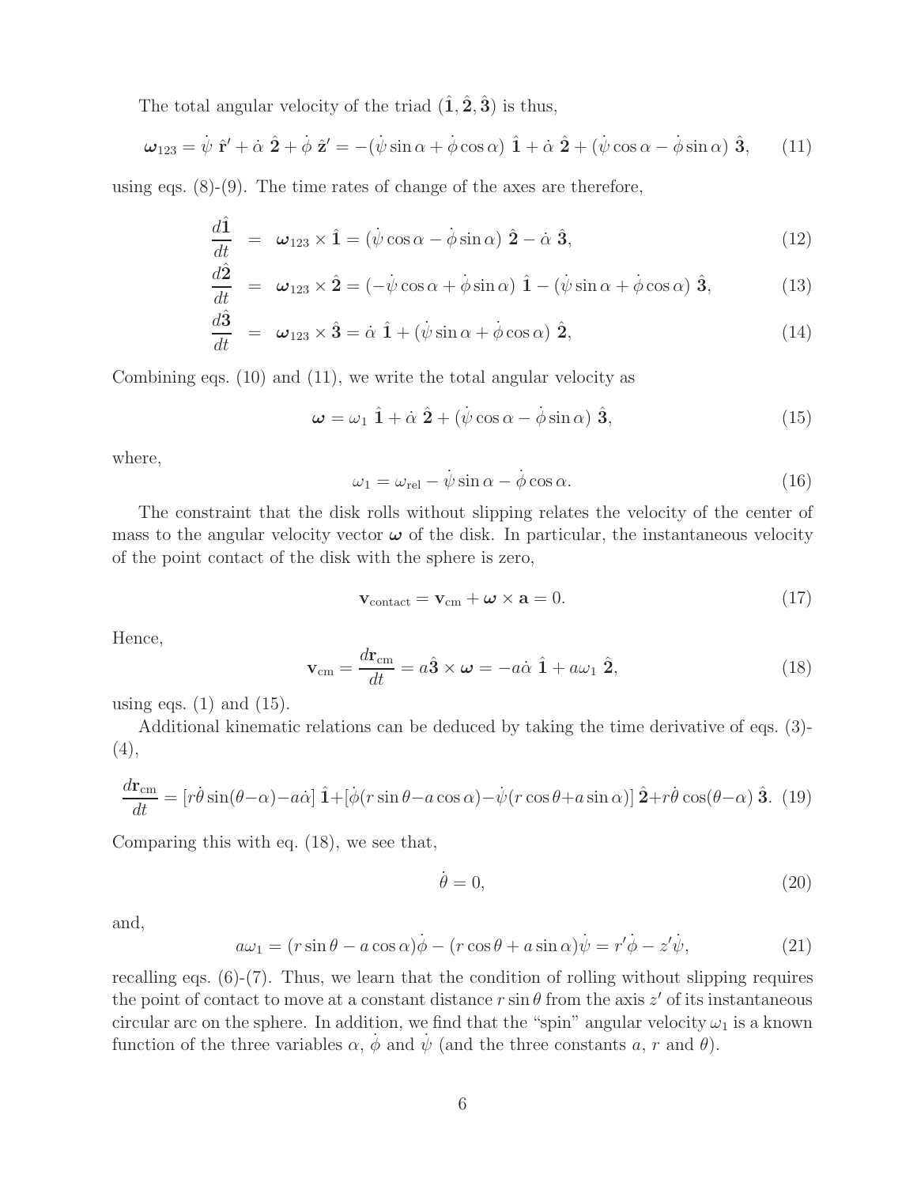The total angular velocity of the triad $(\hat{\mathbf{1}}, \hat{\mathbf{2}}, \hat{\mathbf{3}})$ is thus,

$$\boldsymbol{\omega}_{123} = \dot{\psi}\ \hat{\mathbf{r}}' + \dot{\alpha}\ \hat{\mathbf{2}} + \dot{\phi}\ \hat{\mathbf{z}}' = -(\dot{\psi}\sin\alpha + \dot{\phi}\cos\alpha)\ \hat{\mathbf{1}} + \dot{\alpha}\ \hat{\mathbf{2}} + (\dot{\psi}\cos\alpha - \dot{\phi}\sin\alpha)\ \hat{\mathbf{3}}, \tag{11}$$

using eqs. (8)-(9). The time rates of change of the axes are therefore,

$$\frac{d\hat{\mathbf{1}}}{dt} = \boldsymbol{\omega}_{123} \times \hat{\mathbf{1}} = (\dot{\psi}\cos\alpha - \dot{\phi}\sin\alpha)\ \hat{\mathbf{2}} - \dot{\alpha}\ \hat{\mathbf{3}}, \tag{12}$$

$$\frac{d\hat{\mathbf{2}}}{dt} = \boldsymbol{\omega}_{123} \times \hat{\mathbf{2}} = (-\dot{\psi}\cos\alpha + \dot{\phi}\sin\alpha)\ \hat{\mathbf{1}} - (\dot{\psi}\sin\alpha + \dot{\phi}\cos\alpha)\ \hat{\mathbf{3}}, \tag{13}$$

$$\frac{d\hat{\mathbf{3}}}{dt} = \boldsymbol{\omega}_{123} \times \hat{\mathbf{3}} = \dot{\alpha}\ \hat{\mathbf{1}} + (\dot{\psi}\sin\alpha + \dot{\phi}\cos\alpha)\ \hat{\mathbf{2}}, \tag{14}$$

Combining eqs. (10) and (11), we write the total angular velocity as

$$\boldsymbol{\omega} = \omega_1\ \hat{\mathbf{1}} + \dot{\alpha}\ \hat{\mathbf{2}} + (\dot{\psi}\cos\alpha - \dot{\phi}\sin\alpha)\ \hat{\mathbf{3}}, \tag{15}$$

where,

$$\omega_1 = \omega_{\rm rel} - \dot{\psi}\sin\alpha - \dot{\phi}\cos\alpha. \tag{16}$$

The constraint that the disk rolls without slipping relates the velocity of the center of mass to the angular velocity vector $\boldsymbol{\omega}$ of the disk. In particular, the instantaneous velocity of the point contact of the disk with the sphere is zero,

$$\mathbf{v}_{\rm contact} = \mathbf{v}_{\rm cm} + \boldsymbol{\omega} \times \mathbf{a} = 0. \tag{17}$$

Hence,

$$\mathbf{v}_{\rm cm} = \frac{d\mathbf{r}_{\rm cm}}{dt} = a\hat{\mathbf{3}} \times \boldsymbol{\omega} = -a\dot{\alpha}\ \hat{\mathbf{1}} + a\omega_1\ \hat{\mathbf{2}}, \tag{18}$$

using eqs. (1) and (15).

Additional kinematic relations can be deduced by taking the time derivative of eqs. (3)-(4),

$$\frac{d\mathbf{r}_{\rm cm}}{dt} = [r\dot{\theta}\sin(\theta-\alpha) - a\dot{\alpha}]\ \hat{\mathbf{1}} + [\dot{\phi}(r\sin\theta - a\cos\alpha) - \dot{\psi}(r\cos\theta + a\sin\alpha)]\ \hat{\mathbf{2}} + r\dot{\theta}\cos(\theta-\alpha)\ \hat{\mathbf{3}}. \tag{19}$$

Comparing this with eq. (18), we see that,

$$\dot{\theta} = 0, \tag{20}$$

and,

$$a\omega_1 = (r\sin\theta - a\cos\alpha)\dot{\phi} - (r\cos\theta + a\sin\alpha)\dot{\psi} = r'\dot{\phi} - z'\dot{\psi}, \tag{21}$$

recalling eqs. (6)-(7). Thus, we learn that the condition of rolling without slipping requires the point of contact to move at a constant distance $r\sin\theta$ from the axis $z'$ of its instantaneous circular arc on the sphere. In addition, we find that the "spin" angular velocity $\omega_1$ is a known function of the three variables $\alpha$, $\dot{\phi}$ and $\dot{\psi}$ (and the three constants $a$, $r$ and $\theta$).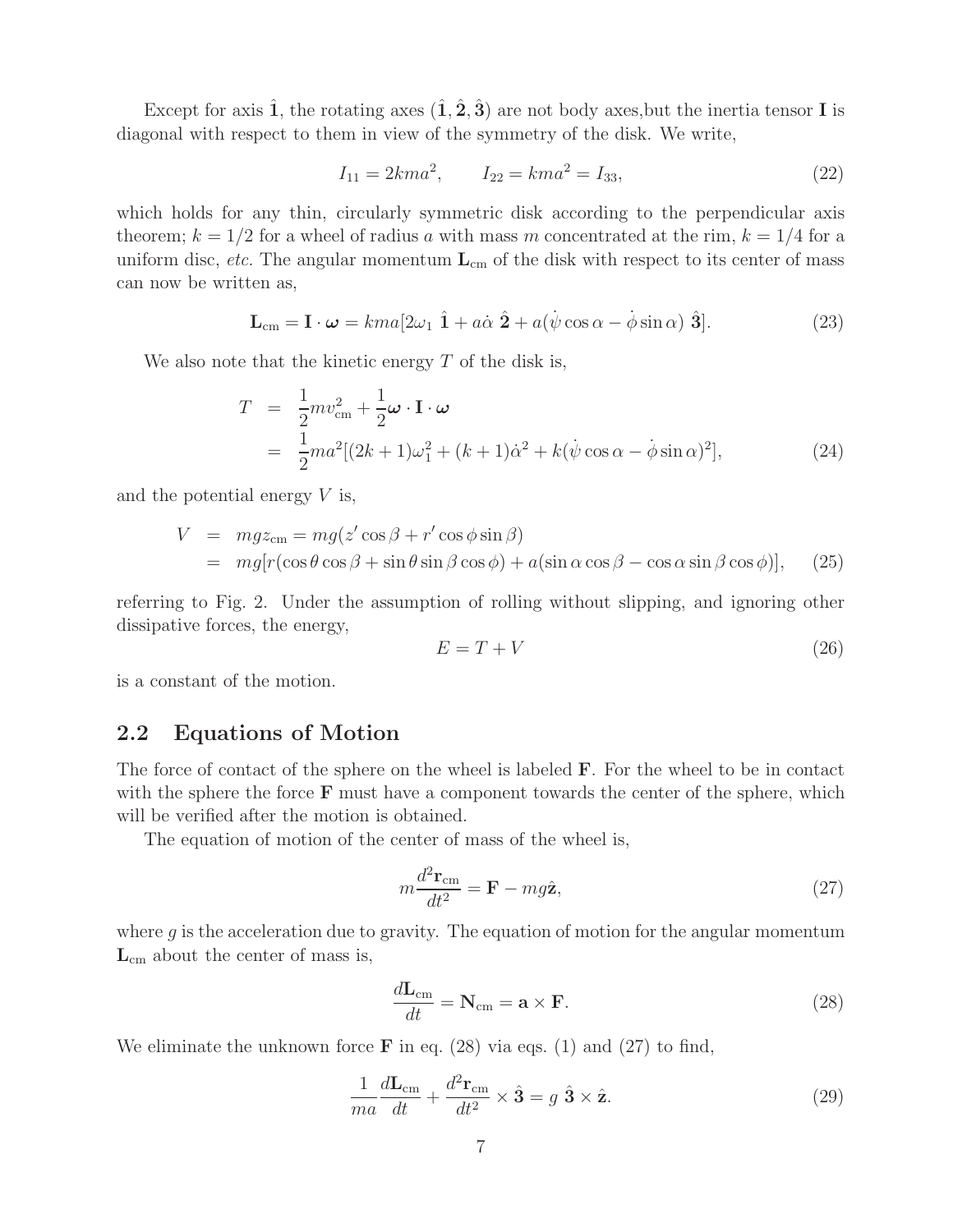Except for axis $\hat{\mathbf{1}}$, the rotating axes $(\hat{\mathbf{1}}, \hat{\mathbf{2}}, \hat{\mathbf{3}})$ are not body axes,but the inertia tensor $\mathbf{I}$ is diagonal with respect to them in view of the symmetry of the disk. We write,

$$I_{11} = 2kma^2, \qquad I_{22} = kma^2 = I_{33}, \tag{22}$$

which holds for any thin, circularly symmetric disk according to the perpendicular axis theorem; $k = 1/2$ for a wheel of radius $a$ with mass $m$ concentrated at the rim, $k = 1/4$ for a uniform disc, *etc.* The angular momentum $\mathbf{L}_{\rm cm}$ of the disk with respect to its center of mass can now be written as,

$$\mathbf{L}_{\rm cm} = \mathbf{I} \cdot \boldsymbol{\omega} = kma[2\omega_1 \ \hat{\mathbf{1}} + a\dot{\alpha} \ \hat{\mathbf{2}} + a(\dot{\psi}\cos\alpha - \dot{\phi}\sin\alpha) \ \hat{\mathbf{3}}]. \tag{23}$$

We also note that the kinetic energy $T$ of the disk is,

$$\begin{aligned} T &= \frac{1}{2} m v_{\rm cm}^2 + \frac{1}{2} \boldsymbol{\omega} \cdot \mathbf{I} \cdot \boldsymbol{\omega} \\ &= \frac{1}{2} m a^2 [(2k+1)\omega_1^2 + (k+1)\dot{\alpha}^2 + k(\dot{\psi}\cos\alpha - \dot{\phi}\sin\alpha)^2], \end{aligned} \tag{24}$$

and the potential energy $V$ is,

$$\begin{aligned} V &= mgz_{\rm cm} = mg(z'\cos\beta + r'\cos\phi\sin\beta) \\ &= mg[r(\cos\theta\cos\beta + \sin\theta\sin\beta\cos\phi) + a(\sin\alpha\cos\beta - \cos\alpha\sin\beta\cos\phi)], \end{aligned} \tag{25}$$

referring to Fig. 2. Under the assumption of rolling without slipping, and ignoring other dissipative forces, the energy,

$$E = T + V \tag{26}$$

is a constant of the motion.

## 2.2 Equations of Motion

The force of contact of the sphere on the wheel is labeled $\mathbf{F}$. For the wheel to be in contact with the sphere the force $\mathbf{F}$ must have a component towards the center of the sphere, which will be verified after the motion is obtained.

The equation of motion of the center of mass of the wheel is,

$$m\frac{d^2\mathbf{r}_{\rm cm}}{dt^2} = \mathbf{F} - mg\hat{\mathbf{z}}, \tag{27}$$

where $g$ is the acceleration due to gravity. The equation of motion for the angular momentum $\mathbf{L}_{\rm cm}$ about the center of mass is,

$$\frac{d\mathbf{L}_{\rm cm}}{dt} = \mathbf{N}_{\rm cm} = \mathbf{a} \times \mathbf{F}. \tag{28}$$

We eliminate the unknown force $\mathbf{F}$ in eq. (28) via eqs. (1) and (27) to find,

$$\frac{1}{ma}\frac{d\mathbf{L}_{\rm cm}}{dt} + \frac{d^2\mathbf{r}_{\rm cm}}{dt^2} \times \hat{\mathbf{3}} = g \ \hat{\mathbf{3}} \times \hat{\mathbf{z}}. \tag{29}$$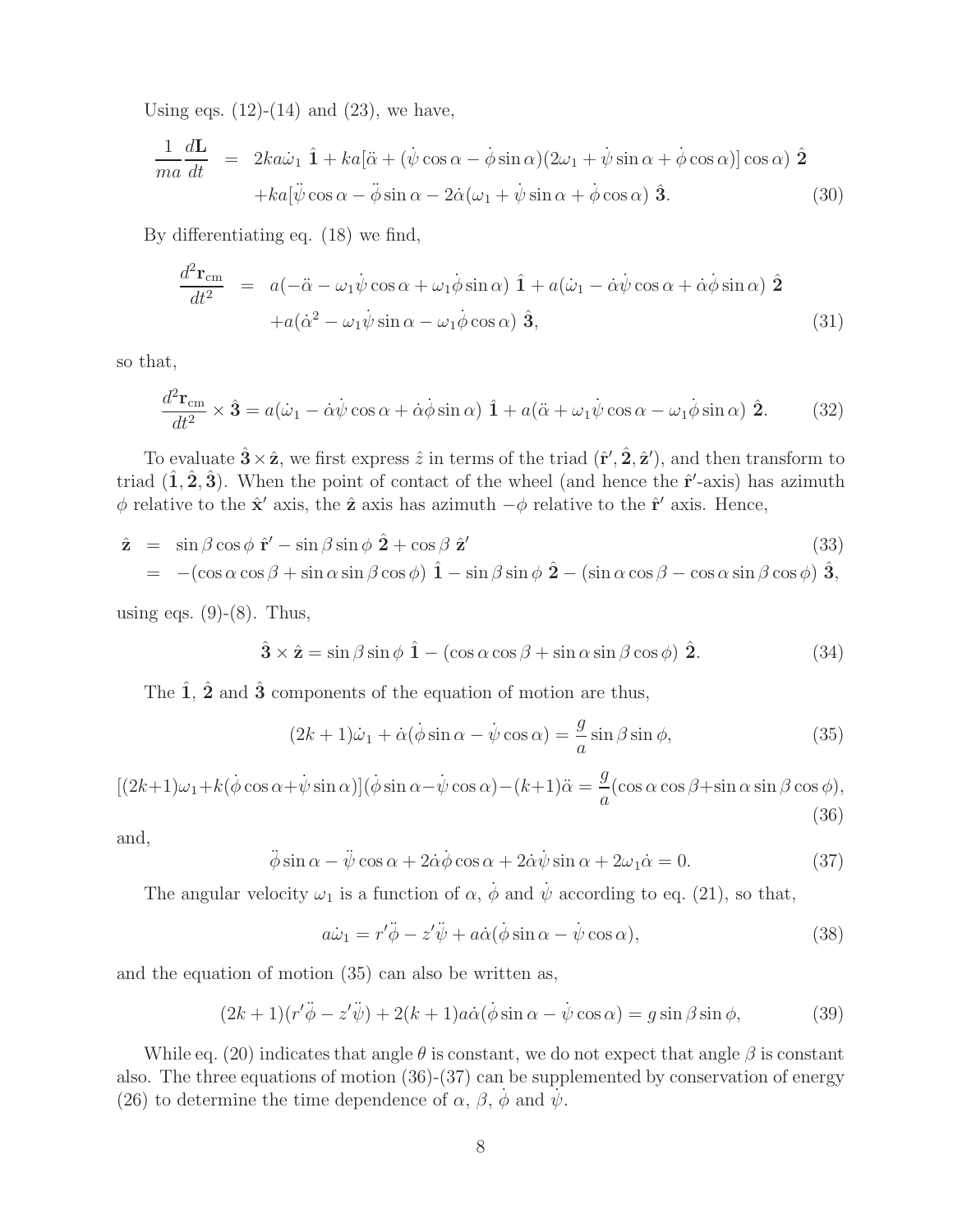Using eqs. (12)-(14) and (23), we have,

$$
\begin{aligned}
\frac{1}{ma}\frac{d\mathbf{L}}{dt} &= 2ka\dot{\omega}_1\ \hat{\mathbf{1}} + ka[\ddot{\alpha} + (\dot{\psi}\cos\alpha - \dot{\phi}\sin\alpha)(2\omega_1 + \dot{\psi}\sin\alpha + \dot{\phi}\cos\alpha)]\cos\alpha)\ \hat{\mathbf{2}} \\
&\quad + ka[\ddot{\psi}\cos\alpha - \ddot{\phi}\sin\alpha - 2\dot{\alpha}(\omega_1 + \dot{\psi}\sin\alpha + \dot{\phi}\cos\alpha)\ \hat{\mathbf{3}}.
\end{aligned} \tag{30}
$$

By differentiating eq. (18) we find,

$$
\begin{aligned}
\frac{d^2\mathbf{r}_{\rm cm}}{dt^2} &= a(-\ddot{\alpha} - \omega_1\dot{\psi}\cos\alpha + \omega_1\dot{\phi}\sin\alpha)\ \hat{\mathbf{1}} + a(\dot{\omega}_1 - \dot{\alpha}\dot{\psi}\cos\alpha + \dot{\alpha}\dot{\phi}\sin\alpha)\ \hat{\mathbf{2}} \\
&\quad + a(\dot{\alpha}^2 - \omega_1\dot{\psi}\sin\alpha - \omega_1\dot{\phi}\cos\alpha)\ \hat{\mathbf{3}},
\end{aligned} \tag{31}
$$

so that,

$$
\frac{d^2\mathbf{r}_{\rm cm}}{dt^2} \times \hat{\mathbf{3}} = a(\dot{\omega}_1 - \dot{\alpha}\dot{\psi}\cos\alpha + \dot{\alpha}\dot{\phi}\sin\alpha)\ \hat{\mathbf{1}} + a(\ddot{\alpha} + \omega_1\dot{\psi}\cos\alpha - \omega_1\dot{\phi}\sin\alpha)\ \hat{\mathbf{2}}. \tag{32}
$$

To evaluate $\hat{\mathbf{3}} \times \hat{\mathbf{z}}$, we first express $\hat{z}$ in terms of the triad $(\hat{\mathbf{r}}', \hat{\mathbf{2}}, \hat{\mathbf{z}}')$, and then transform to triad $(\hat{\mathbf{1}}, \hat{\mathbf{2}}, \hat{\mathbf{3}})$. When the point of contact of the wheel (and hence the $\hat{\mathbf{r}}'$-axis) has azimuth $\phi$ relative to the $\hat{\mathbf{x}}'$ axis, the $\hat{\mathbf{z}}$ axis has azimuth $-\phi$ relative to the $\hat{\mathbf{r}}'$ axis. Hence,

$$
\begin{aligned}
\hat{\mathbf{z}} &= \sin\beta\cos\phi\ \hat{\mathbf{r}}' - \sin\beta\sin\phi\ \hat{\mathbf{2}} + \cos\beta\ \hat{\mathbf{z}}' \qquad (33) \\
&= -(\cos\alpha\cos\beta + \sin\alpha\sin\beta\cos\phi)\ \hat{\mathbf{1}} - \sin\beta\sin\phi\ \hat{\mathbf{2}} - (\sin\alpha\cos\beta - \cos\alpha\sin\beta\cos\phi)\ \hat{\mathbf{3}},
\end{aligned}
$$

using eqs. (9)-(8). Thus,

$$
\hat{\mathbf{3}} \times \hat{\mathbf{z}} = \sin\beta\sin\phi\ \hat{\mathbf{1}} - (\cos\alpha\cos\beta + \sin\alpha\sin\beta\cos\phi)\ \hat{\mathbf{2}}. \tag{34}
$$

The $\hat{\mathbf{1}}$, $\hat{\mathbf{2}}$ and $\hat{\mathbf{3}}$ components of the equation of motion are thus,

$$
(2k+1)\dot{\omega}_1 + \dot{\alpha}(\dot{\phi}\sin\alpha - \dot{\psi}\cos\alpha) = \frac{g}{a}\sin\beta\sin\phi, \tag{35}
$$

$$
[(2k+1)\omega_1 + k(\dot{\phi}\cos\alpha + \dot{\psi}\sin\alpha)](\dot{\phi}\sin\alpha - \dot{\psi}\cos\alpha) - (k+1)\ddot{\alpha} = \frac{g}{a}(\cos\alpha\cos\beta + \sin\alpha\sin\beta\cos\phi), \tag{36}
$$

and,

$$
\ddot{\phi}\sin\alpha - \ddot{\psi}\cos\alpha + 2\dot{\alpha}\dot{\phi}\cos\alpha + 2\dot{\alpha}\dot{\psi}\sin\alpha + 2\omega_1\dot{\alpha} = 0. \tag{37}
$$

The angular velocity $\omega_1$ is a function of $\alpha$, $\dot{\phi}$ and $\dot{\psi}$ according to eq. (21), so that,

$$
a\dot{\omega}_1 = r'\ddot{\phi} - z'\ddot{\psi} + a\dot{\alpha}(\dot{\phi}\sin\alpha - \dot{\psi}\cos\alpha), \tag{38}
$$

and the equation of motion (35) can also be written as,

$$
(2k+1)(r'\ddot{\phi} - z'\ddot{\psi}) + 2(k+1)a\dot{\alpha}(\dot{\phi}\sin\alpha - \dot{\psi}\cos\alpha) = g\sin\beta\sin\phi, \tag{39}
$$

While eq. (20) indicates that angle $\theta$ is constant, we do not expect that angle $\beta$ is constant also. The three equations of motion (36)-(37) can be supplemented by conservation of energy (26) to determine the time dependence of $\alpha$, $\beta$, $\dot{\phi}$ and $\dot{\psi}$.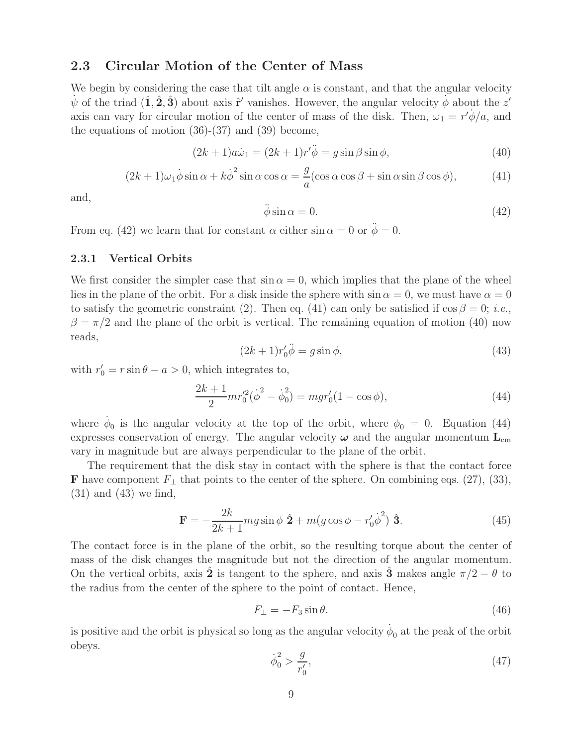## 2.3 Circular Motion of the Center of Mass

We begin by considering the case that tilt angle $\alpha$ is constant, and that the angular velocity $\dot{\psi}$ of the triad $(\hat{\mathbf{1}}, \hat{\mathbf{2}}, \hat{\mathbf{3}})$ about axis $\hat{\mathbf{r}}'$ vanishes. However, the angular velocity $\dot{\phi}$ about the $z'$ axis can vary for circular motion of the center of mass of the disk. Then, $\omega_1 = r'\dot{\phi}/a$, and the equations of motion (36)-(37) and (39) become,

$$(2k+1)a\dot{\omega}_1 = (2k+1)r'\ddot{\phi} = g \sin\beta \sin\phi, \tag{40}$$

$$(2k+1)\omega_1 \dot{\phi} \sin\alpha + k\dot{\phi}^2 \sin\alpha \cos\alpha = \frac{g}{a}(\cos\alpha \cos\beta + \sin\alpha \sin\beta \cos\phi), \tag{41}$$

and,

$$\ddot{\phi} \sin\alpha = 0. \tag{42}$$

From eq. (42) we learn that for constant $\alpha$ either $\sin\alpha = 0$ or $\ddot{\phi} = 0$.

### 2.3.1 Vertical Orbits

We first consider the simpler case that $\sin\alpha = 0$, which implies that the plane of the wheel lies in the plane of the orbit. For a disk inside the sphere with $\sin\alpha = 0$, we must have $\alpha = 0$ to satisfy the geometric constraint (2). Then eq. (41) can only be satisfied if $\cos\beta = 0$; *i.e.*, $\beta = \pi/2$ and the plane of the orbit is vertical. The remaining equation of motion (40) now reads,

$$(2k+1)r'_0 \ddot{\phi} = g \sin\phi, \tag{43}$$

with $r'_0 = r \sin\theta - a > 0$, which integrates to,

$$\frac{2k+1}{2} m r_0'^2 (\dot{\phi}^2 - \dot{\phi}_0^2) = m g r'_0 (1 - \cos\phi), \tag{44}$$

where $\dot{\phi}_0$ is the angular velocity at the top of the orbit, where $\phi_0 = 0$. Equation (44) expresses conservation of energy. The angular velocity $\boldsymbol{\omega}$ and the angular momentum $\mathbf{L}_{\rm cm}$ vary in magnitude but are always perpendicular to the plane of the orbit.

The requirement that the disk stay in contact with the sphere is that the contact force $\mathbf{F}$ have component $F_\perp$ that points to the center of the sphere. On combining eqs. (27), (33), (31) and (43) we find,

$$\mathbf{F} = -\frac{2k}{2k+1} m g \sin\phi \; \hat{\mathbf{2}} + m(g\cos\phi - r'_0 \dot{\phi}^2) \; \hat{\mathbf{3}}. \tag{45}$$

The contact force is in the plane of the orbit, so the resulting torque about the center of mass of the disk changes the magnitude but not the direction of the angular momentum. On the vertical orbits, axis $\hat{\mathbf{2}}$ is tangent to the sphere, and axis $\hat{\mathbf{3}}$ makes angle $\pi/2 - \theta$ to the radius from the center of the sphere to the point of contact. Hence,

$$F_\perp = -F_3 \sin\theta. \tag{46}$$

is positive and the orbit is physical so long as the angular velocity $\dot{\phi}_0$ at the peak of the orbit obeys.

$$\dot{\phi}_0^2 > \frac{g}{r'_0}, \tag{47}$$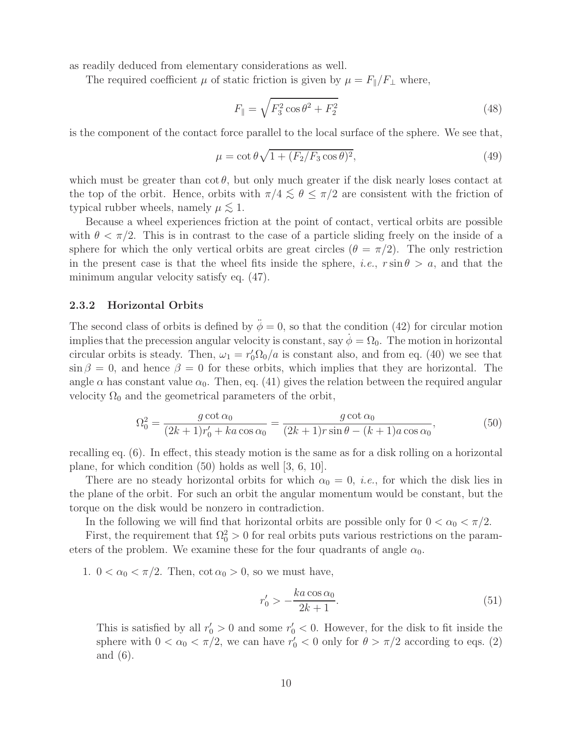as readily deduced from elementary considerations as well.

The required coefficient $\mu$ of static friction is given by $\mu = F_\parallel / F_\perp$ where,

$$F_\parallel = \sqrt{F_3^2 \cos\theta^2 + F_2^2} \tag{48}$$

is the component of the contact force parallel to the local surface of the sphere. We see that,

$$\mu = \cot\theta \sqrt{1 + (F_2/F_3 \cos\theta)^2}, \tag{49}$$

which must be greater than $\cot\theta$, but only much greater if the disk nearly loses contact at the top of the orbit. Hence, orbits with $\pi/4 \lesssim \theta \leq \pi/2$ are consistent with the friction of typical rubber wheels, namely $\mu \lesssim 1$.

Because a wheel experiences friction at the point of contact, vertical orbits are possible with $\theta < \pi/2$. This is in contrast to the case of a particle sliding freely on the inside of a sphere for which the only vertical orbits are great circles ($\theta = \pi/2$). The only restriction in the present case is that the wheel fits inside the sphere, *i.e.*, $r \sin\theta > a$, and that the minimum angular velocity satisfy eq. (47).

### 2.3.2 Horizontal Orbits

The second class of orbits is defined by $\ddot{\phi} = 0$, so that the condition (42) for circular motion implies that the precession angular velocity is constant, say $\dot{\phi} = \Omega_0$. The motion in horizontal circular orbits is steady. Then, $\omega_1 = r_0' \Omega_0 / a$ is constant also, and from eq. (40) we see that $\sin\beta = 0$, and hence $\beta = 0$ for these orbits, which implies that they are horizontal. The angle $\alpha$ has constant value $\alpha_0$. Then, eq. (41) gives the relation between the required angular velocity $\Omega_0$ and the geometrical parameters of the orbit,

$$\Omega_0^2 = \frac{g \cot\alpha_0}{(2k+1) r_0' + ka \cos\alpha_0} = \frac{g \cot\alpha_0}{(2k+1) r \sin\theta - (k+1) a \cos\alpha_0}, \tag{50}$$

recalling eq. (6). In effect, this steady motion is the same as for a disk rolling on a horizontal plane, for which condition (50) holds as well [3, 6, 10].

There are no steady horizontal orbits for which $\alpha_0 = 0$, *i.e.*, for which the disk lies in the plane of the orbit. For such an orbit the angular momentum would be constant, but the torque on the disk would be nonzero in contradiction.

In the following we will find that horizontal orbits are possible only for $0 < \alpha_0 < \pi/2$.

First, the requirement that $\Omega_0^2 > 0$ for real orbits puts various restrictions on the parameters of the problem. We examine these for the four quadrants of angle $\alpha_0$.

1. $0 < \alpha_0 < \pi/2$. Then, $\cot\alpha_0 > 0$, so we must have,

$$r_0' > -\frac{ka \cos\alpha_0}{2k+1}. \tag{51}$$

This is satisfied by all $r_0' > 0$ and some $r_0' < 0$. However, for the disk to fit inside the sphere with $0 < \alpha_0 < \pi/2$, we can have $r_0' < 0$ only for $\theta > \pi/2$ according to eqs. (2) and (6).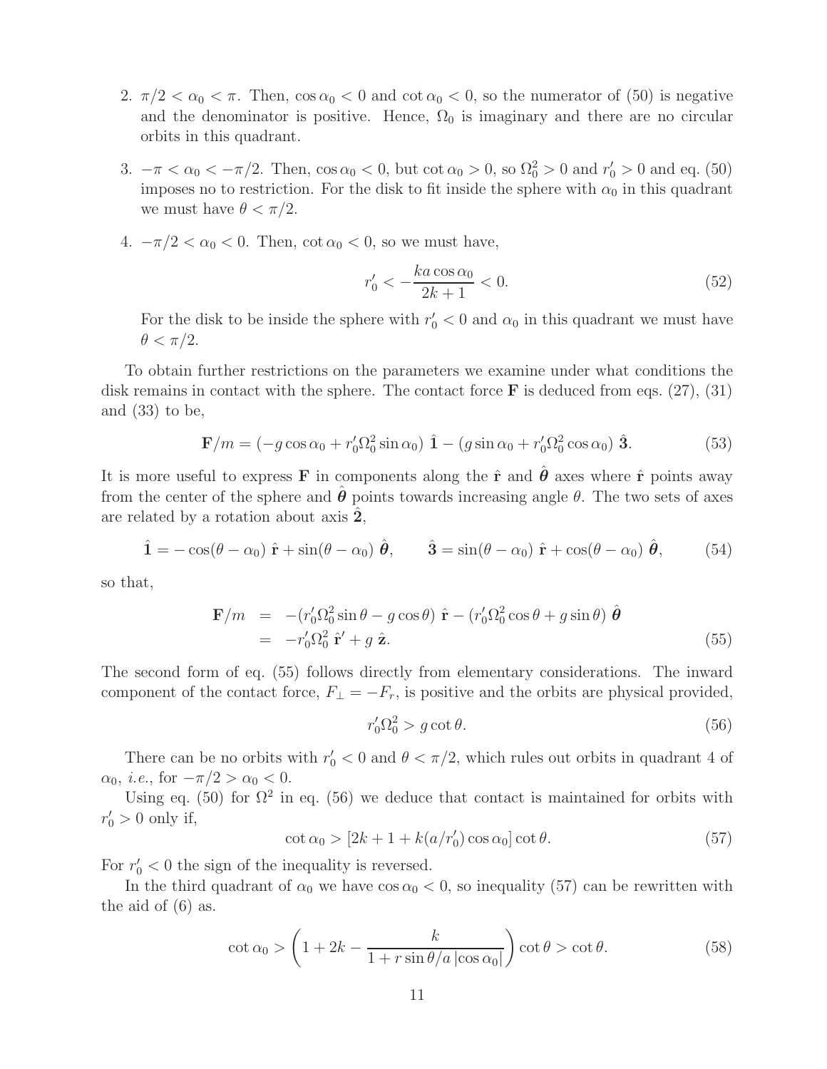2. $\pi/2 < \alpha_0 < \pi$. Then, $\cos\alpha_0 < 0$ and $\cot\alpha_0 < 0$, so the numerator of (50) is negative and the denominator is positive. Hence, $\Omega_0$ is imaginary and there are no circular orbits in this quadrant.

3. $-\pi < \alpha_0 < -\pi/2$. Then, $\cos\alpha_0 < 0$, but $\cot\alpha_0 > 0$, so $\Omega_0^2 > 0$ and $r_0' > 0$ and eq. (50) imposes no to restriction. For the disk to fit inside the sphere with $\alpha_0$ in this quadrant we must have $\theta < \pi/2$.

4. $-\pi/2 < \alpha_0 < 0$. Then, $\cot\alpha_0 < 0$, so we must have,

$$r_0' < -\frac{ka\cos\alpha_0}{2k+1} < 0. \tag{52}$$

For the disk to be inside the sphere with $r_0' < 0$ and $\alpha_0$ in this quadrant we must have $\theta < \pi/2$.

To obtain further restrictions on the parameters we examine under what conditions the disk remains in contact with the sphere. The contact force $\mathbf{F}$ is deduced from eqs. (27), (31) and (33) to be,

$$\mathbf{F}/m = (-g\cos\alpha_0 + r_0'\Omega_0^2\sin\alpha_0)\ \hat{\mathbf{1}} - (g\sin\alpha_0 + r_0'\Omega_0^2\cos\alpha_0)\ \hat{\mathbf{3}}. \tag{53}$$

It is more useful to express $\mathbf{F}$ in components along the $\hat{\mathbf{r}}$ and $\hat{\boldsymbol{\theta}}$ axes where $\hat{\mathbf{r}}$ points away from the center of the sphere and $\hat{\boldsymbol{\theta}}$ points towards increasing angle $\theta$. The two sets of axes are related by a rotation about axis $\hat{\mathbf{2}}$,

$$\hat{\mathbf{1}} = -\cos(\theta-\alpha_0)\ \hat{\mathbf{r}} + \sin(\theta-\alpha_0)\ \hat{\boldsymbol{\theta}}, \qquad \hat{\mathbf{3}} = \sin(\theta-\alpha_0)\ \hat{\mathbf{r}} + \cos(\theta-\alpha_0)\ \hat{\boldsymbol{\theta}}, \tag{54}$$

so that,

$$\begin{aligned} \mathbf{F}/m &= -(r_0'\Omega_0^2\sin\theta - g\cos\theta)\ \hat{\mathbf{r}} - (r_0'\Omega_0^2\cos\theta + g\sin\theta)\ \hat{\boldsymbol{\theta}} \\ &= -r_0'\Omega_0^2\ \hat{\mathbf{r}}' + g\ \hat{\mathbf{z}}. \end{aligned} \tag{55}$$

The second form of eq. (55) follows directly from elementary considerations. The inward component of the contact force, $F_\perp = -F_r$, is positive and the orbits are physical provided,

$$r_0'\Omega_0^2 > g\cot\theta. \tag{56}$$

There can be no orbits with $r_0' < 0$ and $\theta < \pi/2$, which rules out orbits in quadrant 4 of $\alpha_0$, *i.e.*, for $-\pi/2 > \alpha_0 < 0$.

Using eq. (50) for $\Omega^2$ in eq. (56) we deduce that contact is maintained for orbits with $r_0' > 0$ only if,

$$\cot\alpha_0 > [2k + 1 + k(a/r_0')\cos\alpha_0]\cot\theta. \tag{57}$$

For $r_0' < 0$ the sign of the inequality is reversed.

In the third quadrant of $\alpha_0$ we have $\cos\alpha_0 < 0$, so inequality (57) can be rewritten with the aid of (6) as.

$$\cot\alpha_0 > \left(1 + 2k - \frac{k}{1 + r\sin\theta/a\,|\cos\alpha_0|}\right)\cot\theta > \cot\theta. \tag{58}$$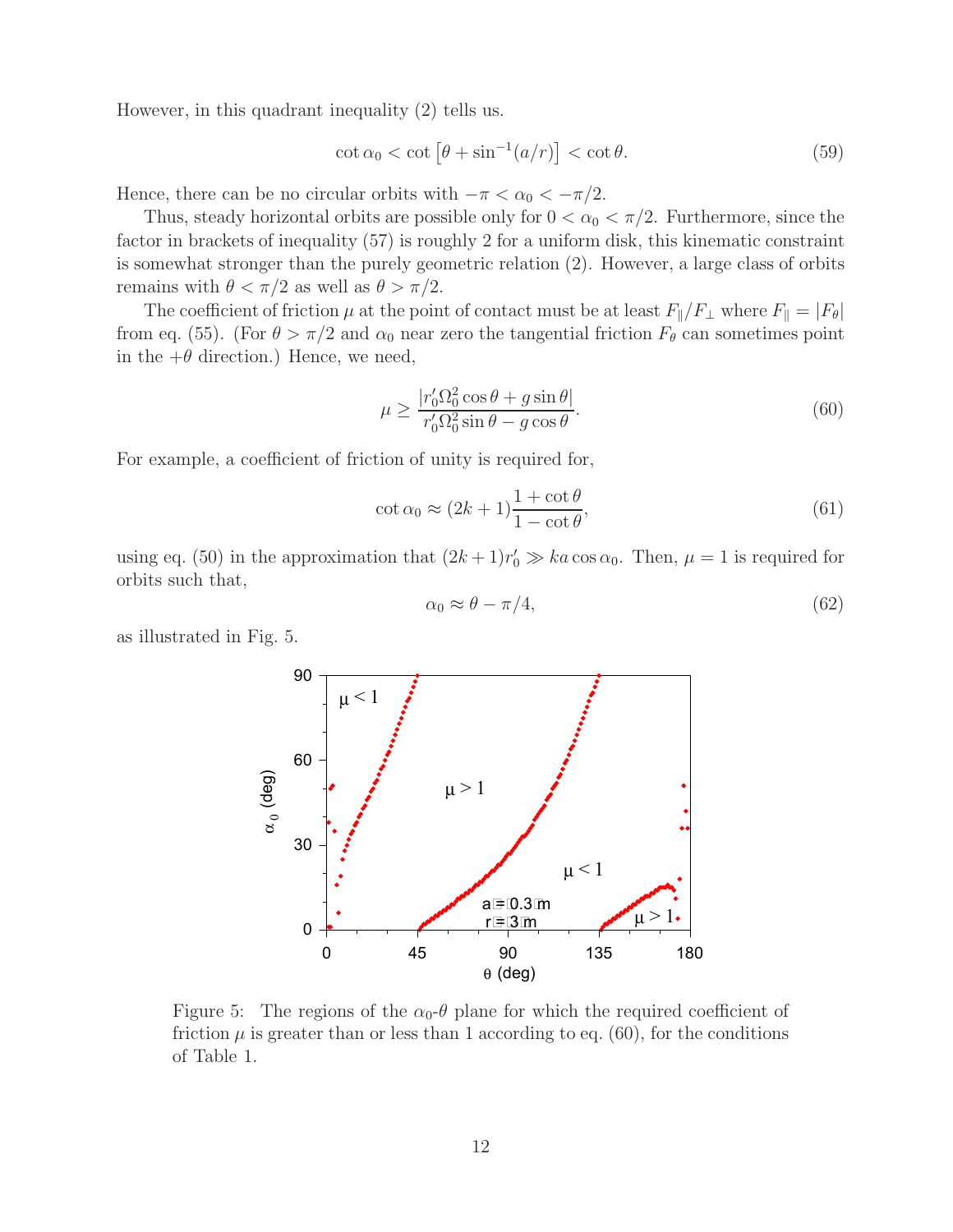However, in this quadrant inequality (2) tells us.

$$\cot \alpha_0 < \cot \left[\theta + \sin^{-1}(a/r)\right] < \cot \theta. \tag{59}$$

Hence, there can be no circular orbits with $-\pi < \alpha_0 < -\pi/2$.

Thus, steady horizontal orbits are possible only for $0 < \alpha_0 < \pi/2$. Furthermore, since the factor in brackets of inequality (57) is roughly 2 for a uniform disk, this kinematic constraint is somewhat stronger than the purely geometric relation (2). However, a large class of orbits remains with $\theta < \pi/2$ as well as $\theta > \pi/2$.

The coefficient of friction $\mu$ at the point of contact must be at least $F_\parallel/F_\perp$ where $F_\parallel = |F_\theta|$ from eq. (55). (For $\theta > \pi/2$ and $\alpha_0$ near zero the tangential friction $F_\theta$ can sometimes point in the $+\theta$ direction.) Hence, we need,

$$\mu \geq \frac{|r_0' \Omega_0^2 \cos\theta + g \sin\theta|}{r_0' \Omega_0^2 \sin\theta - g\cos\theta}. \tag{60}$$

For example, a coefficient of friction of unity is required for,

$$\cot \alpha_0 \approx (2k+1) \frac{1 + \cot\theta}{1 - \cot\theta}, \tag{61}$$

using eq. (50) in the approximation that $(2k+1)r_0' \gg ka \cos\alpha_0$. Then, $\mu = 1$ is required for orbits such that,

$$\alpha_0 \approx \theta - \pi/4, \tag{62}$$

as illustrated in Fig. 5.

Figure 5: The regions of the $\alpha_0$-$\theta$ plane for which the required coefficient of friction $\mu$ is greater than or less than 1 according to eq. (60), for the conditions of Table 1.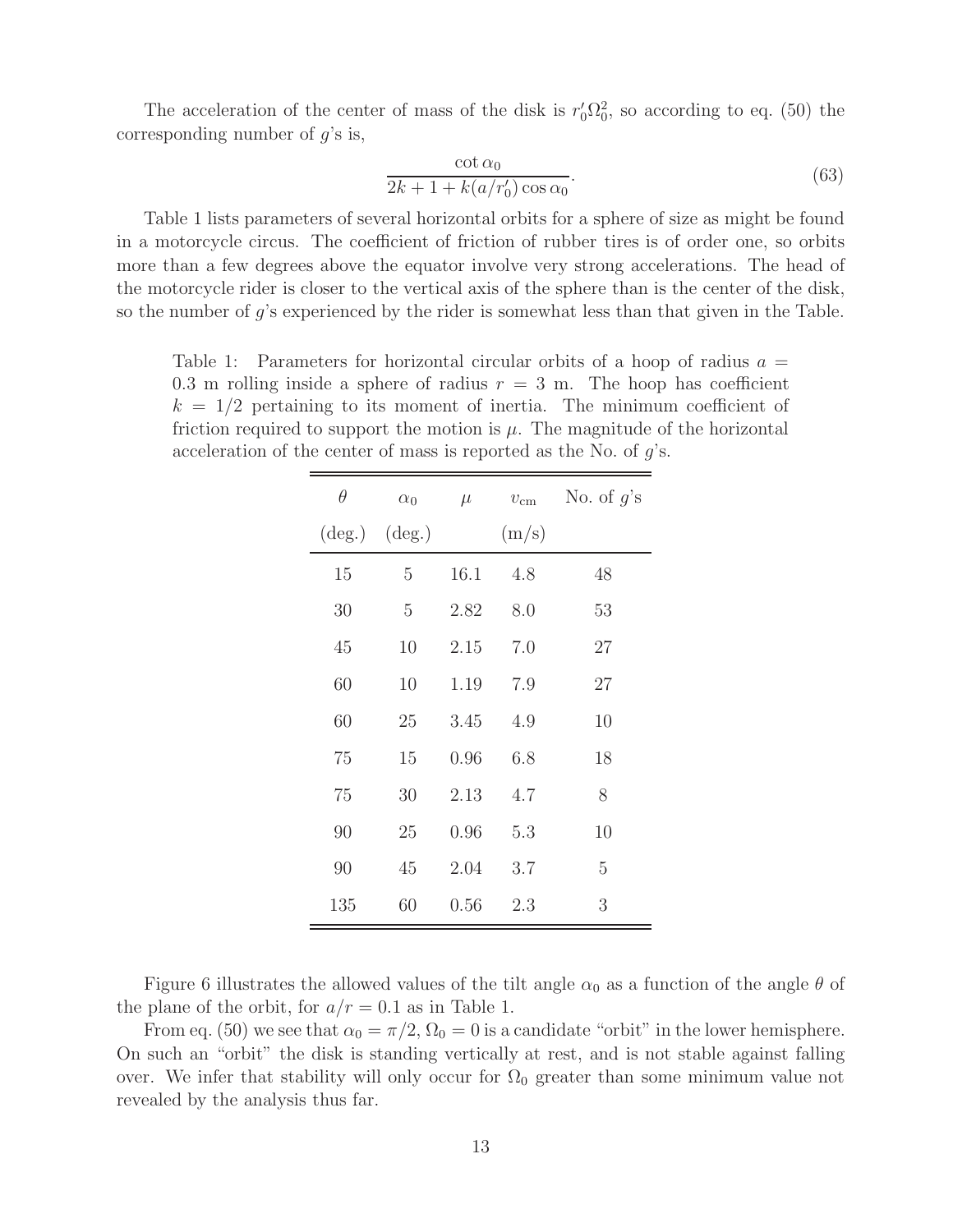The acceleration of the center of mass of the disk is $r'_0 \Omega_0^2$, so according to eq. (50) the corresponding number of $g$'s is,

$$\frac{\cot \alpha_0}{2k + 1 + k(a/r'_0) \cos \alpha_0}. \tag{63}$$

Table 1 lists parameters of several horizontal orbits for a sphere of size as might be found in a motorcycle circus. The coefficient of friction of rubber tires is of order one, so orbits more than a few degrees above the equator involve very strong accelerations. The head of the motorcycle rider is closer to the vertical axis of the sphere than is the center of the disk, so the number of $g$'s experienced by the rider is somewhat less than that given in the Table.

Table 1: Parameters for horizontal circular orbits of a hoop of radius $a = 0.3$ m rolling inside a sphere of radius $r = 3$ m. The hoop has coefficient $k = 1/2$ pertaining to its moment of inertia. The minimum coefficient of friction required to support the motion is $\mu$. The magnitude of the horizontal acceleration of the center of mass is reported as the No. of $g$'s.

| $\theta$ (deg.) | $\alpha_0$ (deg.) | $\mu$ | $v_{\rm cm}$ (m/s) | No. of $g$'s |
|---|---|---|---|---|
| 15 | 5 | 16.1 | 4.8 | 48 |
| 30 | 5 | 2.82 | 8.0 | 53 |
| 45 | 10 | 2.15 | 7.0 | 27 |
| 60 | 10 | 1.19 | 7.9 | 27 |
| 60 | 25 | 3.45 | 4.9 | 10 |
| 75 | 15 | 0.96 | 6.8 | 18 |
| 75 | 30 | 2.13 | 4.7 | 8 |
| 90 | 25 | 0.96 | 5.3 | 10 |
| 90 | 45 | 2.04 | 3.7 | 5 |
| 135 | 60 | 0.56 | 2.3 | 3 |

Figure 6 illustrates the allowed values of the tilt angle $\alpha_0$ as a function of the angle $\theta$ of the plane of the orbit, for $a/r = 0.1$ as in Table 1.

From eq. (50) we see that $\alpha_0 = \pi/2$, $\Omega_0 = 0$ is a candidate "orbit" in the lower hemisphere. On such an "orbit" the disk is standing vertically at rest, and is not stable against falling over. We infer that stability will only occur for $\Omega_0$ greater than some minimum value not revealed by the analysis thus far.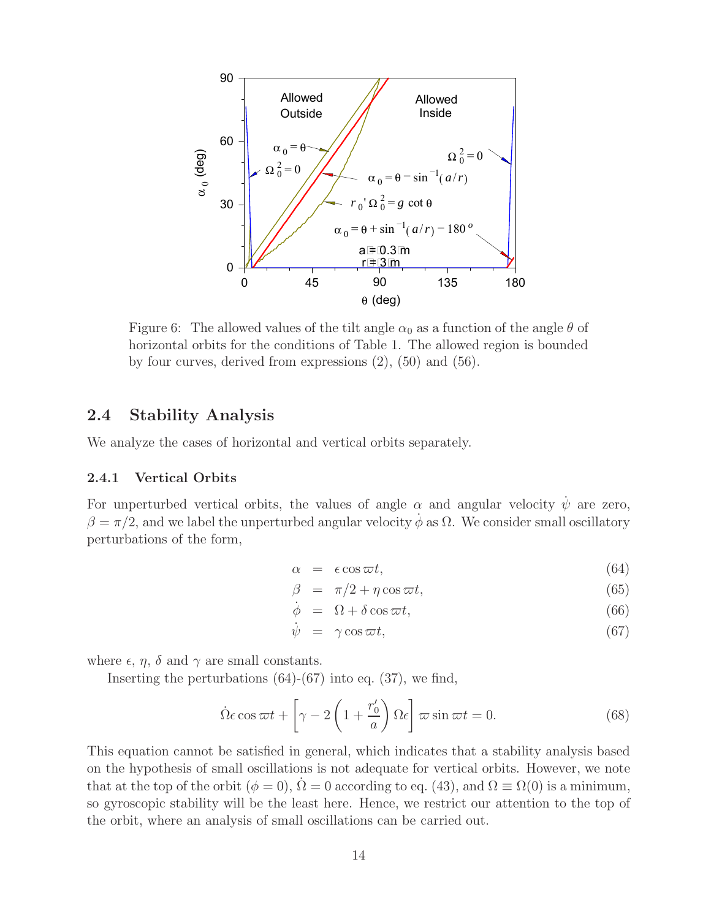Figure 6: The allowed values of the tilt angle $\alpha_0$ as a function of the angle $\theta$ of horizontal orbits for the conditions of Table 1. The allowed region is bounded by four curves, derived from expressions (2), (50) and (56).

## 2.4 Stability Analysis

We analyze the cases of horizontal and vertical orbits separately.

### 2.4.1 Vertical Orbits

For unperturbed vertical orbits, the values of angle $\alpha$ and angular velocity $\dot{\psi}$ are zero, $\beta = \pi/2$, and we label the unperturbed angular velocity $\dot{\phi}$ as $\Omega$. We consider small oscillatory perturbations of the form,

$$\alpha = \epsilon \cos \varpi t, \tag{64}$$

$$\beta = \pi/2 + \eta \cos \varpi t, \tag{65}$$

$$\dot{\phi} = \Omega + \delta \cos \varpi t, \tag{66}$$

$$\dot{\psi} = \gamma \cos \varpi t, \tag{67}$$

where $\epsilon$, $\eta$, $\delta$ and $\gamma$ are small constants.

Inserting the perturbations (64)-(67) into eq. (37), we find,

$$\dot{\Omega} \epsilon \cos \varpi t + \left[ \gamma - 2 \left( 1 + \frac{r_0'}{a} \right) \Omega \epsilon \right] \varpi \sin \varpi t = 0. \tag{68}$$

This equation cannot be satisfied in general, which indicates that a stability analysis based on the hypothesis of small oscillations is not adequate for vertical orbits. However, we note that at the top of the orbit ($\phi = 0$), $\dot{\Omega} = 0$ according to eq. (43), and $\Omega \equiv \Omega(0)$ is a minimum, so gyroscopic stability will be the least here. Hence, we restrict our attention to the top of the orbit, where an analysis of small oscillations can be carried out.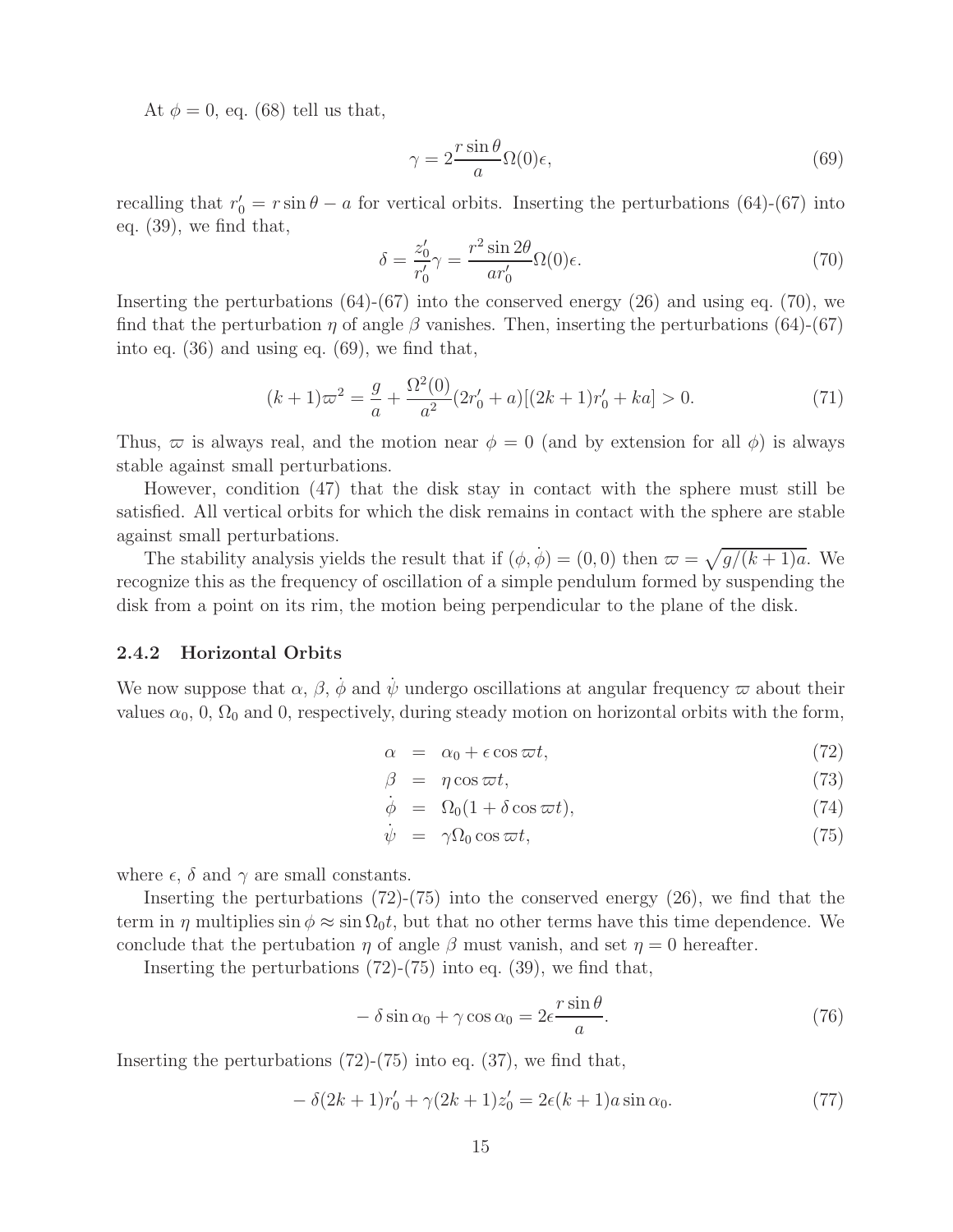At $\phi = 0$, eq. (68) tell us that,

$$\gamma = 2\frac{r \sin\theta}{a}\Omega(0)\epsilon, \tag{69}$$

recalling that $r'_0 = r\sin\theta - a$ for vertical orbits. Inserting the perturbations (64)-(67) into eq. (39), we find that,

$$\delta = \frac{z'_0}{r'_0}\gamma = \frac{r^2 \sin 2\theta}{a r'_0}\Omega(0)\epsilon. \tag{70}$$

Inserting the perturbations (64)-(67) into the conserved energy (26) and using eq. (70), we find that the perturbation $\eta$ of angle $\beta$ vanishes. Then, inserting the perturbations (64)-(67) into eq. (36) and using eq. (69), we find that,

$$(k+1)\varpi^2 = \frac{g}{a} + \frac{\Omega^2(0)}{a^2}(2r'_0 + a)[(2k+1)r'_0 + ka] > 0. \tag{71}$$

Thus, $\varpi$ is always real, and the motion near $\phi = 0$ (and by extension for all $\phi$) is always stable against small perturbations.

However, condition (47) that the disk stay in contact with the sphere must still be satisfied. All vertical orbits for which the disk remains in contact with the sphere are stable against small perturbations.

The stability analysis yields the result that if $(\phi, \dot\phi) = (0, 0)$ then $\varpi = \sqrt{g/(k+1)a}$. We recognize this as the frequency of oscillation of a simple pendulum formed by suspending the disk from a point on its rim, the motion being perpendicular to the plane of the disk.

### 2.4.2 Horizontal Orbits

We now suppose that $\alpha$, $\beta$, $\dot\phi$ and $\dot\psi$ undergo oscillations at angular frequency $\varpi$ about their values $\alpha_0$, 0, $\Omega_0$ and 0, respectively, during steady motion on horizontal orbits with the form,

$$\alpha = \alpha_0 + \epsilon\cos\varpi t, \tag{72}$$

$$\beta = \eta\cos\varpi t, \tag{73}$$

$$\dot\phi = \Omega_0(1 + \delta\cos\varpi t), \tag{74}$$

$$\dot\psi = \gamma\Omega_0\cos\varpi t, \tag{75}$$

where $\epsilon$, $\delta$ and $\gamma$ are small constants.

Inserting the perturbations (72)-(75) into the conserved energy (26), we find that the term in $\eta$ multiplies $\sin\phi \approx \sin\Omega_0 t$, but that no other terms have this time dependence. We conclude that the pertubation $\eta$ of angle $\beta$ must vanish, and set $\eta = 0$ hereafter.

Inserting the perturbations (72)-(75) into eq. (39), we find that,

$$-\delta\sin\alpha_0 + \gamma\cos\alpha_0 = 2\epsilon\frac{r\sin\theta}{a}. \tag{76}$$

Inserting the perturbations (72)-(75) into eq. (37), we find that,

$$-\delta(2k+1)r'_0 + \gamma(2k+1)z'_0 = 2\epsilon(k+1)a\sin\alpha_0. \tag{77}$$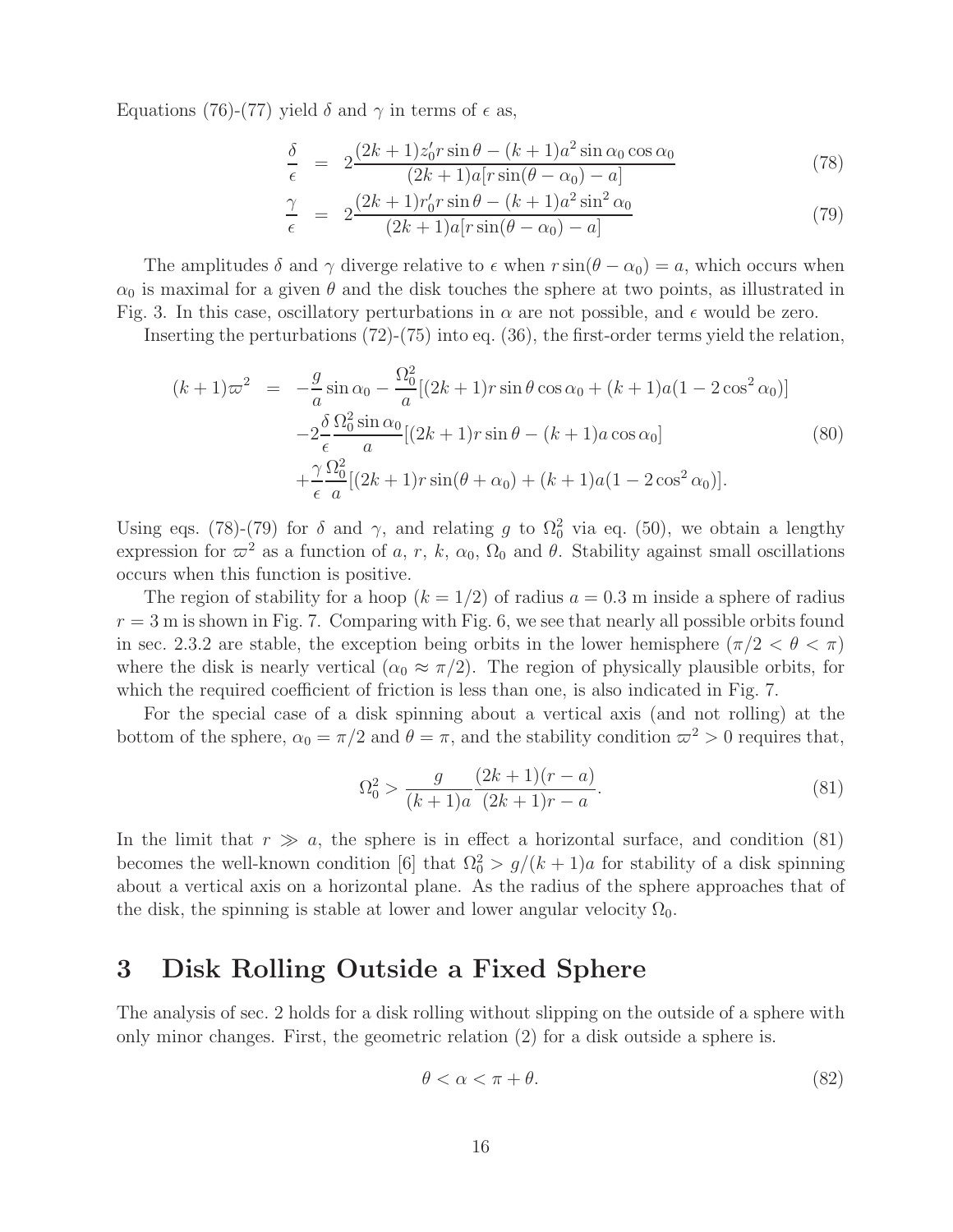Equations (76)-(77) yield $\delta$ and $\gamma$ in terms of $\epsilon$ as,

$$
\frac{\delta}{\epsilon} = 2\frac{(2k+1)z_0' r \sin\theta - (k+1)a^2 \sin\alpha_0 \cos\alpha_0}{(2k+1)a[r\sin(\theta-\alpha_0) - a]} \tag{78}
$$

$$
\frac{\gamma}{\epsilon} = 2\frac{(2k+1)r_0' r \sin\theta - (k+1)a^2 \sin^2\alpha_0}{(2k+1)a[r\sin(\theta-\alpha_0) - a]} \tag{79}
$$

The amplitudes $\delta$ and $\gamma$ diverge relative to $\epsilon$ when $r\sin(\theta - \alpha_0) = a$, which occurs when $\alpha_0$ is maximal for a given $\theta$ and the disk touches the sphere at two points, as illustrated in Fig. 3. In this case, oscillatory perturbations in $\alpha$ are not possible, and $\epsilon$ would be zero.

Inserting the perturbations (72)-(75) into eq. (36), the first-order terms yield the relation,

$$
\begin{aligned}
(k+1)\varpi^2 &= -\frac{g}{a}\sin\alpha_0 - \frac{\Omega_0^2}{a}[(2k+1)r\sin\theta\cos\alpha_0 + (k+1)a(1-2\cos^2\alpha_0)] \\
&\quad -2\frac{\delta}{\epsilon}\frac{\Omega_0^2\sin\alpha_0}{a}[(2k+1)r\sin\theta - (k+1)a\cos\alpha_0] \\
&\quad +\frac{\gamma}{\epsilon}\frac{\Omega_0^2}{a}[(2k+1)r\sin(\theta+\alpha_0) + (k+1)a(1-2\cos^2\alpha_0)].
\end{aligned} \tag{80}
$$

Using eqs. (78)-(79) for $\delta$ and $\gamma$, and relating $g$ to $\Omega_0^2$ via eq. (50), we obtain a lengthy expression for $\varpi^2$ as a function of $a$, $r$, $k$, $\alpha_0$, $\Omega_0$ and $\theta$. Stability against small oscillations occurs when this function is positive.

The region of stability for a hoop ($k = 1/2$) of radius $a = 0.3$ m inside a sphere of radius $r = 3$ m is shown in Fig. 7. Comparing with Fig. 6, we see that nearly all possible orbits found in sec. 2.3.2 are stable, the exception being orbits in the lower hemisphere ($\pi/2 < \theta < \pi$) where the disk is nearly vertical ($\alpha_0 \approx \pi/2$). The region of physically plausible orbits, for which the required coefficient of friction is less than one, is also indicated in Fig. 7.

For the special case of a disk spinning about a vertical axis (and not rolling) at the bottom of the sphere, $\alpha_0 = \pi/2$ and $\theta = \pi$, and the stability condition $\varpi^2 > 0$ requires that,

$$
\Omega_0^2 > \frac{g}{(k+1)a}\frac{(2k+1)(r-a)}{(2k+1)r - a}. \tag{81}
$$

In the limit that $r \gg a$, the sphere is in effect a horizontal surface, and condition (81) becomes the well-known condition [6] that $\Omega_0^2 > g/(k+1)a$ for stability of a disk spinning about a vertical axis on a horizontal plane. As the radius of the sphere approaches that of the disk, the spinning is stable at lower and lower angular velocity $\Omega_0$.

# 3 Disk Rolling Outside a Fixed Sphere

The analysis of sec. 2 holds for a disk rolling without slipping on the outside of a sphere with only minor changes. First, the geometric relation (2) for a disk outside a sphere is.

$$
\theta < \alpha < \pi + \theta. \tag{82}
$$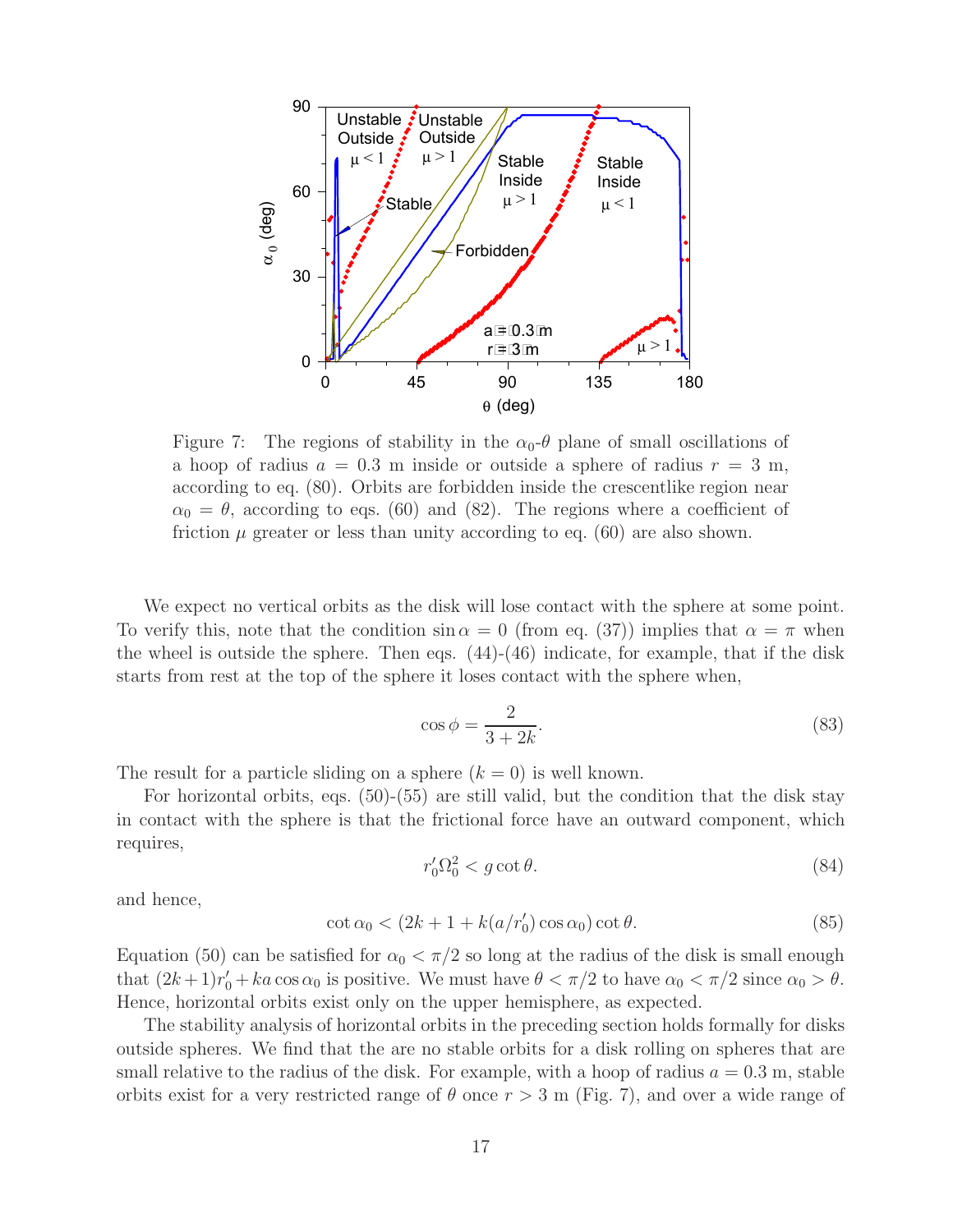Figure 7: The regions of stability in the $\alpha_0$-$\theta$ plane of small oscillations of a hoop of radius $a = 0.3$ m inside or outside a sphere of radius $r = 3$ m, according to eq. (80). Orbits are forbidden inside the crescentlike region near $\alpha_0 = \theta$, according to eqs. (60) and (82). The regions where a coefficient of friction $\mu$ greater or less than unity according to eq. (60) are also shown.

We expect no vertical orbits as the disk will lose contact with the sphere at some point. To verify this, note that the condition $\sin\alpha = 0$ (from eq. (37)) implies that $\alpha = \pi$ when the wheel is outside the sphere. Then eqs. (44)-(46) indicate, for example, that if the disk starts from rest at the top of the sphere it loses contact with the sphere when,

$$\cos\phi = \frac{2}{3 + 2k}. \tag{83}$$

The result for a particle sliding on a sphere ($k = 0$) is well known.

For horizontal orbits, eqs. (50)-(55) are still valid, but the condition that the disk stay in contact with the sphere is that the frictional force have an outward component, which requires,

$$r_0'\Omega_0^2 < g\cot\theta. \tag{84}$$

and hence,

$$\cot\alpha_0 < (2k + 1 + k(a/r_0')\cos\alpha_0)\cot\theta. \tag{85}$$

Equation (50) can be satisfied for $\alpha_0 < \pi/2$ so long at the radius of the disk is small enough that $(2k+1)r_0' + ka\cos\alpha_0$ is positive. We must have $\theta < \pi/2$ to have $\alpha_0 < \pi/2$ since $\alpha_0 > \theta$. Hence, horizontal orbits exist only on the upper hemisphere, as expected.

The stability analysis of horizontal orbits in the preceding section holds formally for disks outside spheres. We find that the are no stable orbits for a disk rolling on spheres that are small relative to the radius of the disk. For example, with a hoop of radius $a = 0.3$ m, stable orbits exist for a very restricted range of $\theta$ once $r > 3$ m (Fig. 7), and over a wide range of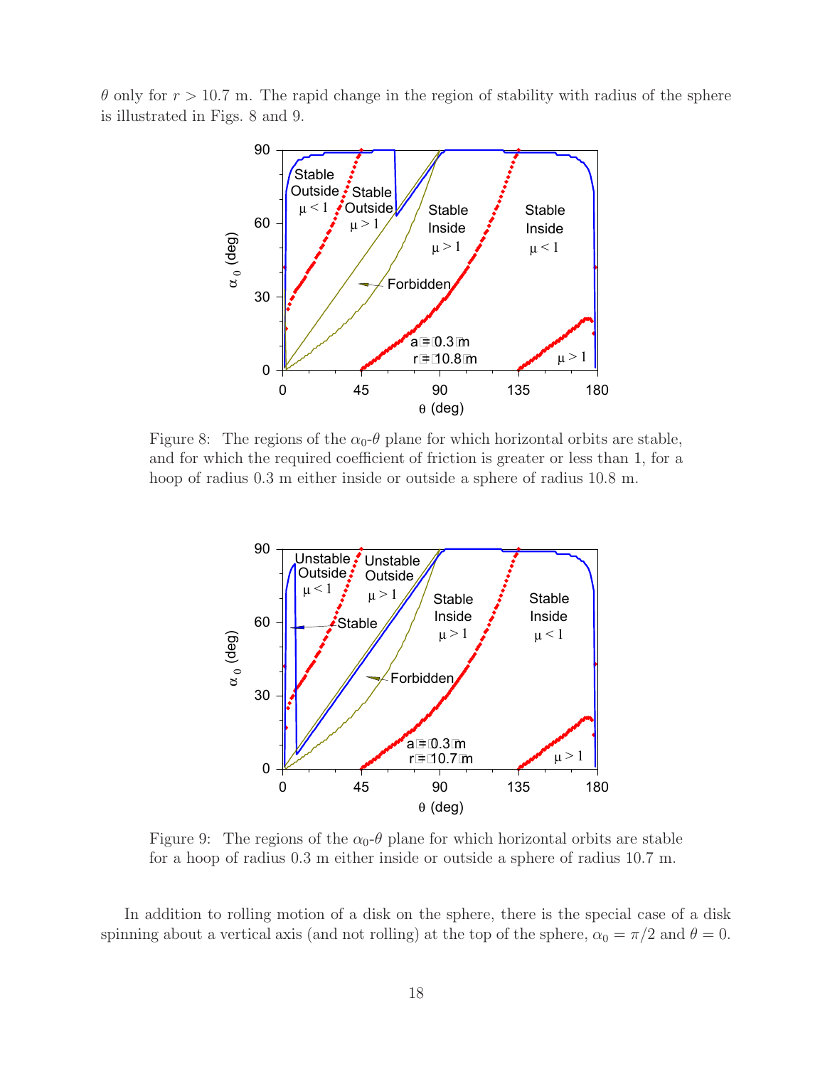$\theta$ only for $r > 10.7$ m. The rapid change in the region of stability with radius of the sphere is illustrated in Figs. 8 and 9.

Figure 8: The regions of the $\alpha_0$-$\theta$ plane for which horizontal orbits are stable, and for which the required coefficient of friction is greater or less than 1, for a hoop of radius 0.3 m either inside or outside a sphere of radius 10.8 m.

Figure 9: The regions of the $\alpha_0$-$\theta$ plane for which horizontal orbits are stable for a hoop of radius 0.3 m either inside or outside a sphere of radius 10.7 m.

In addition to rolling motion of a disk on the sphere, there is the special case of a disk spinning about a vertical axis (and not rolling) at the top of the sphere, $\alpha_0 = \pi/2$ and $\theta = 0$.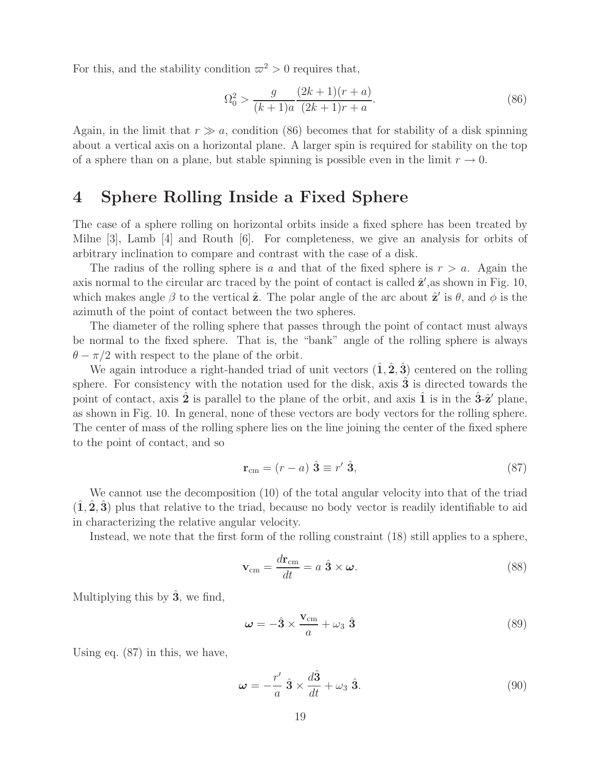For this, and the stability condition $\varpi^2 > 0$ requires that,

$$\Omega_0^2 > \frac{g}{(k+1)a} \frac{(2k+1)(r+a)}{(2k+1)r + a}. \tag{86}$$

Again, in the limit that $r \gg a$, condition (86) becomes that for stability of a disk spinning about a vertical axis on a horizontal plane. A larger spin is required for stability on the top of a sphere than on a plane, but stable spinning is possible even in the limit $r \to 0$.

# 4 Sphere Rolling Inside a Fixed Sphere

The case of a sphere rolling on horizontal orbits inside a fixed sphere has been treated by Milne [3], Lamb [4] and Routh [6]. For completeness, we give an analysis for orbits of arbitrary inclination to compare and contrast with the case of a disk.

The radius of the rolling sphere is $a$ and that of the fixed sphere is $r > a$. Again the axis normal to the circular arc traced by the point of contact is called $\hat{\mathbf{z}}'$,as shown in Fig. 10, which makes angle $\beta$ to the vertical $\hat{\mathbf{z}}$. The polar angle of the arc about $\hat{\mathbf{z}}'$ is $\theta$, and $\phi$ is the azimuth of the point of contact between the two spheres.

The diameter of the rolling sphere that passes through the point of contact must always be normal to the fixed sphere. That is, the "bank" angle of the rolling sphere is always $\theta - \pi/2$ with respect to the plane of the orbit.

We again introduce a right-handed triad of unit vectors $(\hat{\mathbf{1}}, \hat{\mathbf{2}}, \hat{\mathbf{3}})$ centered on the rolling sphere. For consistency with the notation used for the disk, axis $\hat{\mathbf{3}}$ is directed towards the point of contact, axis $\hat{\mathbf{2}}$ is parallel to the plane of the orbit, and axis $\hat{\mathbf{1}}$ is in the $\hat{\mathbf{3}}$-$\hat{\mathbf{z}}'$ plane, as shown in Fig. 10. In general, none of these vectors are body vectors for the rolling sphere. The center of mass of the rolling sphere lies on the line joining the center of the fixed sphere to the point of contact, and so

$$\mathbf{r}_{\rm cm} = (r - a)\ \hat{\mathbf{3}} \equiv r'\ \hat{\mathbf{3}}, \tag{87}$$

We cannot use the decomposition (10) of the total angular velocity into that of the triad $(\hat{\mathbf{1}}, \hat{\mathbf{2}}, \hat{\mathbf{3}})$ plus that relative to the triad, because no body vector is readily identifiable to aid in characterizing the relative angular velocity.

Instead, we note that the first form of the rolling constraint (18) still applies to a sphere,

$$\mathbf{v}_{\rm cm} = \frac{d\mathbf{r}_{\rm cm}}{dt} = a\ \hat{\mathbf{3}} \times \boldsymbol{\omega}. \tag{88}$$

Multiplying this by $\hat{\mathbf{3}}$, we find,

$$\boldsymbol{\omega} = -\hat{\mathbf{3}} \times \frac{\mathbf{v}_{\rm cm}}{a} + \omega_3\ \hat{\mathbf{3}} \tag{89}$$

Using eq. (87) in this, we have,

$$\boldsymbol{\omega} = -\frac{r'}{a}\ \hat{\mathbf{3}} \times \frac{d\hat{\mathbf{3}}}{dt} + \omega_3\ \hat{\mathbf{3}}. \tag{90}$$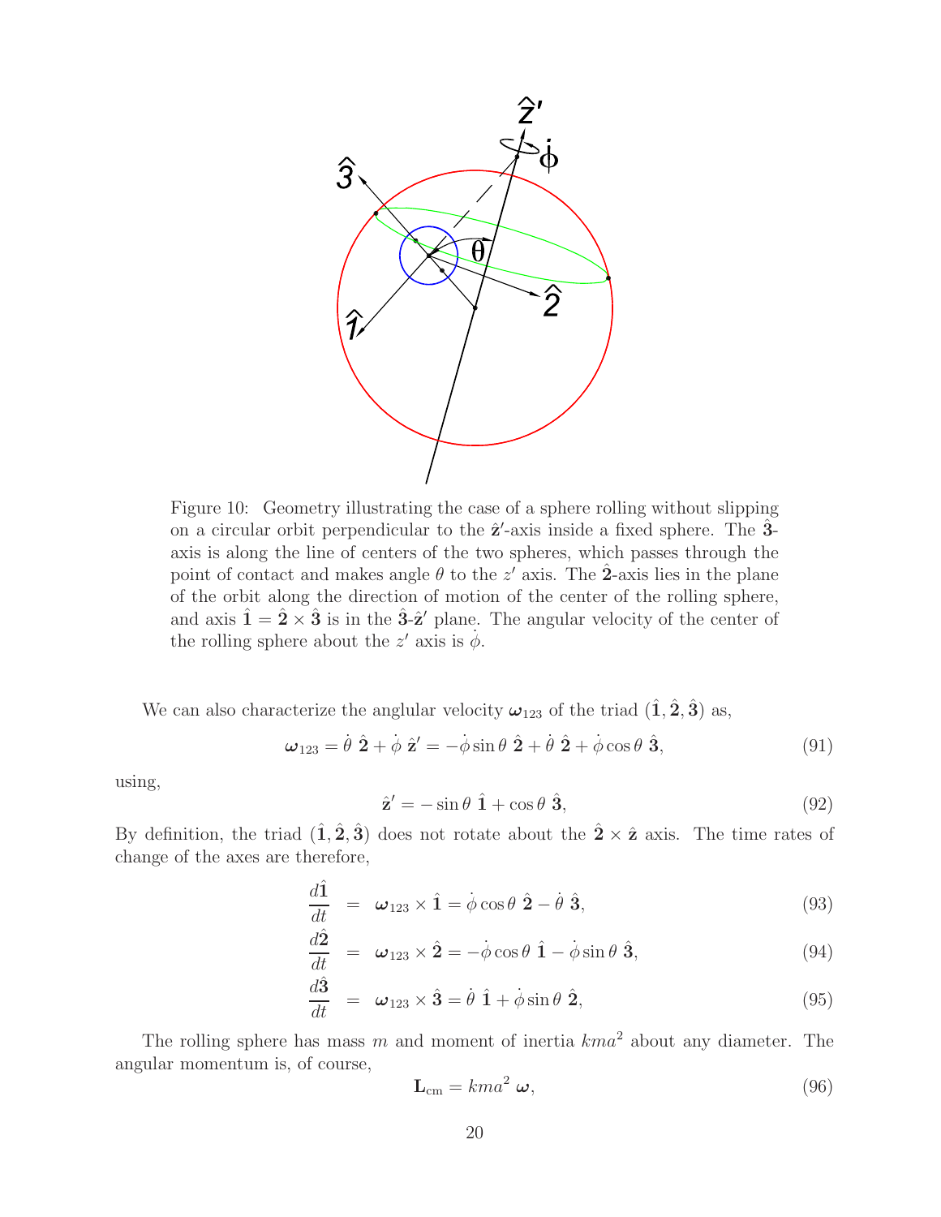Figure 10: Geometry illustrating the case of a sphere rolling without slipping on a circular orbit perpendicular to the $\hat{\mathbf{z}}'$-axis inside a fixed sphere. The $\hat{\mathbf{3}}$-axis is along the line of centers of the two spheres, which passes through the point of contact and makes angle $\theta$ to the $z'$ axis. The $\hat{\mathbf{2}}$-axis lies in the plane of the orbit along the direction of motion of the center of the rolling sphere, and axis $\hat{\mathbf{1}} = \hat{\mathbf{2}} \times \hat{\mathbf{3}}$ is in the $\hat{\mathbf{3}}$-$\hat{\mathbf{z}}'$ plane. The angular velocity of the center of the rolling sphere about the $z'$ axis is $\dot{\phi}$.

We can also characterize the anglular velocity $\boldsymbol{\omega}_{123}$ of the triad $(\hat{\mathbf{1}}, \hat{\mathbf{2}}, \hat{\mathbf{3}})$ as,

$$\boldsymbol{\omega}_{123} = \dot{\theta}\ \hat{\mathbf{2}} + \dot{\phi}\ \hat{\mathbf{z}}' = -\dot{\phi}\sin\theta\ \hat{\mathbf{2}} + \dot{\theta}\ \hat{\mathbf{2}} + \dot{\phi}\cos\theta\ \hat{\mathbf{3}}, \tag{91}$$

using,

$$\hat{\mathbf{z}}' = -\sin\theta\ \hat{\mathbf{1}} + \cos\theta\ \hat{\mathbf{3}}, \tag{92}$$

By definition, the triad $(\hat{\mathbf{1}}, \hat{\mathbf{2}}, \hat{\mathbf{3}})$ does not rotate about the $\hat{\mathbf{2}} \times \hat{\mathbf{z}}$ axis. The time rates of change of the axes are therefore,

$$\frac{d\hat{\mathbf{1}}}{dt} = \boldsymbol{\omega}_{123} \times \hat{\mathbf{1}} = \dot{\phi}\cos\theta\ \hat{\mathbf{2}} - \dot{\theta}\ \hat{\mathbf{3}}, \tag{93}$$

$$\frac{d\hat{\mathbf{2}}}{dt} = \boldsymbol{\omega}_{123} \times \hat{\mathbf{2}} = -\dot{\phi}\cos\theta\ \hat{\mathbf{1}} - \dot{\phi}\sin\theta\ \hat{\mathbf{3}}, \tag{94}$$

$$\frac{d\hat{\mathbf{3}}}{dt} = \boldsymbol{\omega}_{123} \times \hat{\mathbf{3}} = \dot{\theta}\ \hat{\mathbf{1}} + \dot{\phi}\sin\theta\ \hat{\mathbf{2}}, \tag{95}$$

The rolling sphere has mass $m$ and moment of inertia $kma^2$ about any diameter. The angular momentum is, of course,

$$\mathbf{L}_{\rm cm} = kma^2\ \boldsymbol{\omega}, \tag{96}$$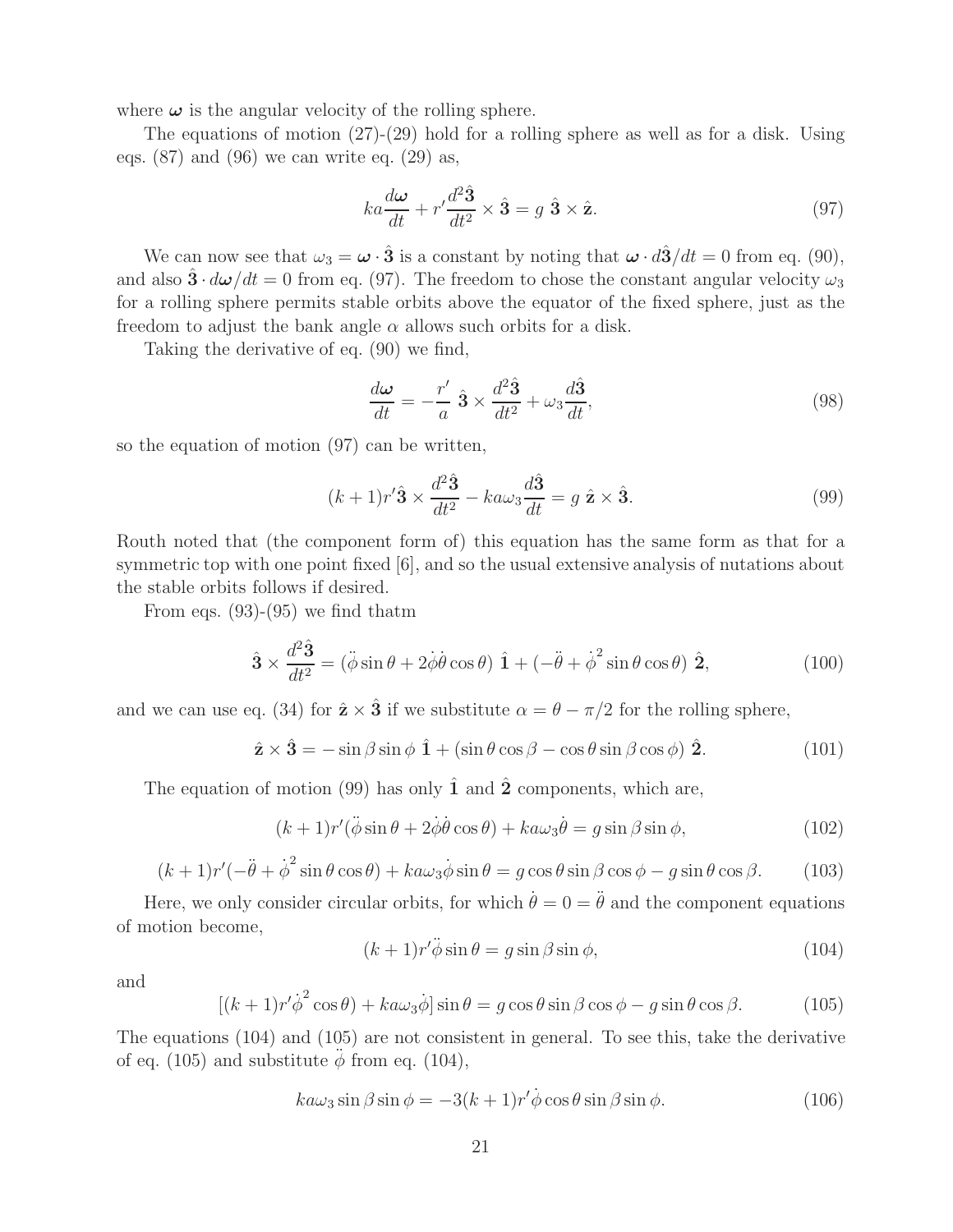where $\boldsymbol{\omega}$ is the angular velocity of the rolling sphere.

The equations of motion (27)-(29) hold for a rolling sphere as well as for a disk. Using eqs. (87) and (96) we can write eq. (29) as,

$$ka\frac{d\boldsymbol{\omega}}{dt} + r'\frac{d^2\hat{\mathbf{3}}}{dt^2} \times \hat{\mathbf{3}} = g\ \hat{\mathbf{3}} \times \hat{\mathbf{z}}. \tag{97}$$

We can now see that $\omega_3 = \boldsymbol{\omega} \cdot \hat{\mathbf{3}}$ is a constant by noting that $\boldsymbol{\omega} \cdot d\hat{\mathbf{3}}/dt = 0$ from eq. (90), and also $\hat{\mathbf{3}} \cdot d\boldsymbol{\omega}/dt = 0$ from eq. (97). The freedom to chose the constant angular velocity $\omega_3$ for a rolling sphere permits stable orbits above the equator of the fixed sphere, just as the freedom to adjust the bank angle $\alpha$ allows such orbits for a disk.

Taking the derivative of eq. (90) we find,

$$\frac{d\boldsymbol{\omega}}{dt} = -\frac{r'}{a}\ \hat{\mathbf{3}} \times \frac{d^2\hat{\mathbf{3}}}{dt^2} + \omega_3\frac{d\hat{\mathbf{3}}}{dt}, \tag{98}$$

so the equation of motion (97) can be written,

$$(k+1)r'\hat{\mathbf{3}} \times \frac{d^2\hat{\mathbf{3}}}{dt^2} - ka\omega_3\frac{d\hat{\mathbf{3}}}{dt} = g\ \hat{\mathbf{z}} \times \hat{\mathbf{3}}. \tag{99}$$

Routh noted that (the component form of) this equation has the same form as that for a symmetric top with one point fixed [6], and so the usual extensive analysis of nutations about the stable orbits follows if desired.

From eqs. (93)-(95) we find thatm

$$\hat{\mathbf{3}} \times \frac{d^2\hat{\mathbf{3}}}{dt^2} = (\ddot{\phi}\sin\theta + 2\dot{\phi}\dot{\theta}\cos\theta)\ \hat{\mathbf{1}} + (-\ddot{\theta} + \dot{\phi}^2\sin\theta\cos\theta)\ \hat{\mathbf{2}}, \tag{100}$$

and we can use eq. (34) for $\hat{\mathbf{z}} \times \hat{\mathbf{3}}$ if we substitute $\alpha = \theta - \pi/2$ for the rolling sphere,

$$\hat{\mathbf{z}} \times \hat{\mathbf{3}} = -\sin\beta\sin\phi\ \hat{\mathbf{1}} + (\sin\theta\cos\beta - \cos\theta\sin\beta\cos\phi)\ \hat{\mathbf{2}}. \tag{101}$$

The equation of motion (99) has only $\hat{\mathbf{1}}$ and $\hat{\mathbf{2}}$ components, which are,

$$(k+1)r'(\ddot{\phi}\sin\theta + 2\dot{\phi}\dot{\theta}\cos\theta) + ka\omega_3\dot{\theta} = g\sin\beta\sin\phi, \tag{102}$$

$$(k+1)r'(-\ddot{\theta} + \dot{\phi}^2\sin\theta\cos\theta) + ka\omega_3\dot{\phi}\sin\theta = g\cos\theta\sin\beta\cos\phi - g\sin\theta\cos\beta. \tag{103}$$

Here, we only consider circular orbits, for which $\dot{\theta} = 0 = \ddot{\theta}$ and the component equations of motion become,

$$(k+1)r'\ddot{\phi}\sin\theta = g\sin\beta\sin\phi, \tag{104}$$

and

$$[(k+1)r'\dot{\phi}^2\cos\theta) + ka\omega_3\dot{\phi}]\sin\theta = g\cos\theta\sin\beta\cos\phi - g\sin\theta\cos\beta. \tag{105}$$

The equations (104) and (105) are not consistent in general. To see this, take the derivative of eq. (105) and substitute $\ddot{\phi}$ from eq. (104),

$$ka\omega_3\sin\beta\sin\phi = -3(k+1)r'\dot{\phi}\cos\theta\sin\beta\sin\phi. \tag{106}$$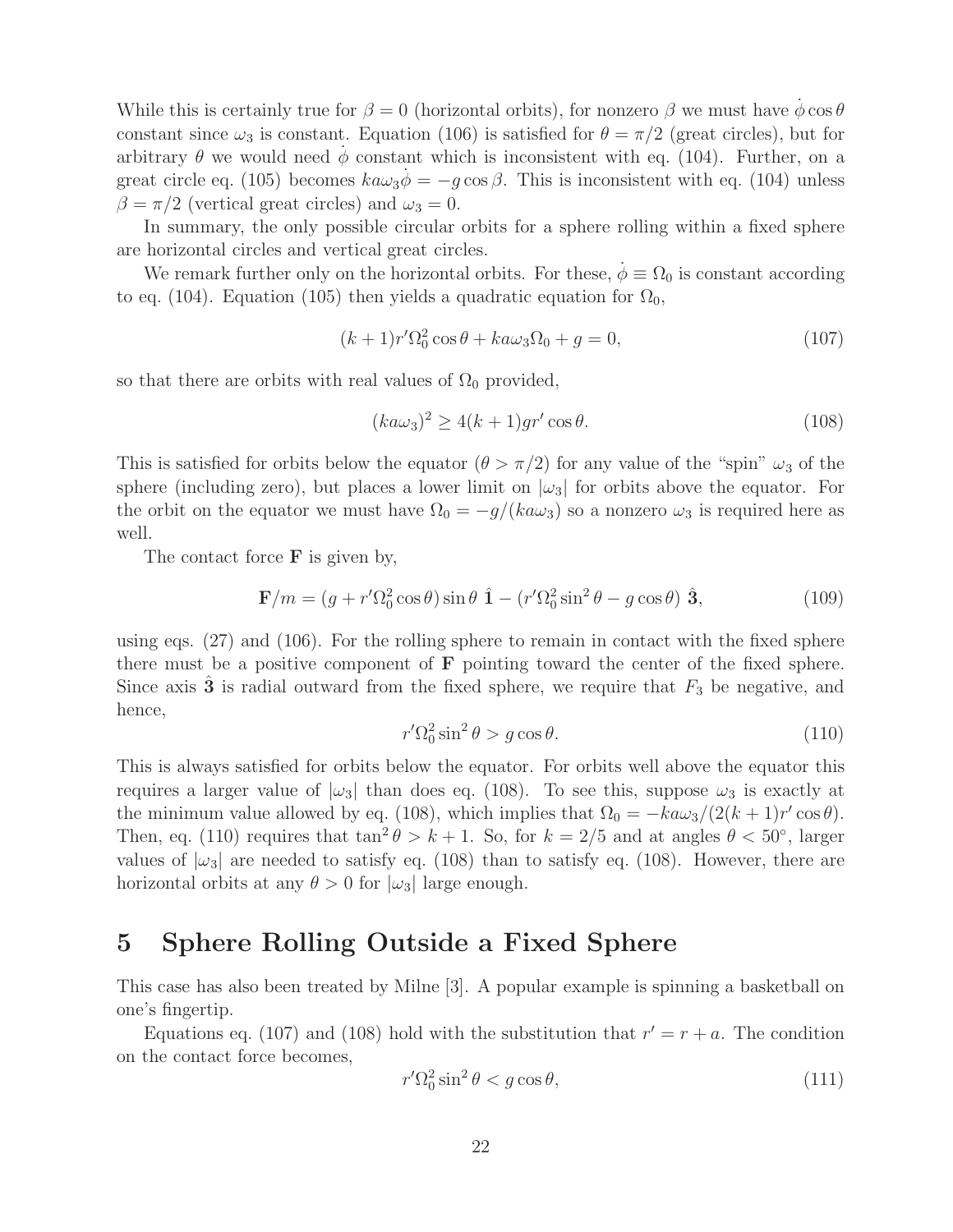While this is certainly true for $\beta = 0$ (horizontal orbits), for nonzero $\beta$ we must have $\dot{\phi}\cos\theta$ constant since $\omega_3$ is constant. Equation (106) is satisfied for $\theta = \pi/2$ (great circles), but for arbitrary $\theta$ we would need $\dot{\phi}$ constant which is inconsistent with eq. (104). Further, on a great circle eq. (105) becomes $ka\omega_3\dot{\phi} = -g\cos\beta$. This is inconsistent with eq. (104) unless $\beta = \pi/2$ (vertical great circles) and $\omega_3 = 0$.

In summary, the only possible circular orbits for a sphere rolling within a fixed sphere are horizontal circles and vertical great circles.

We remark further only on the horizontal orbits. For these, $\dot{\phi} \equiv \Omega_0$ is constant according to eq. (104). Equation (105) then yields a quadratic equation for $\Omega_0$,

$$(k+1)r'\Omega_0^2\cos\theta + ka\omega_3\Omega_0 + g = 0, \tag{107}$$

so that there are orbits with real values of $\Omega_0$ provided,

$$(ka\omega_3)^2 \geq 4(k+1)gr'\cos\theta. \tag{108}$$

This is satisfied for orbits below the equator ($\theta > \pi/2$) for any value of the "spin" $\omega_3$ of the sphere (including zero), but places a lower limit on $|\omega_3|$ for orbits above the equator. For the orbit on the equator we must have $\Omega_0 = -g/(ka\omega_3)$ so a nonzero $\omega_3$ is required here as well.

The contact force $\mathbf{F}$ is given by,

$$\mathbf{F}/m = (g + r'\Omega_0^2\cos\theta)\sin\theta\ \hat{\mathbf{1}} - (r'\Omega_0^2\sin^2\theta - g\cos\theta)\ \hat{\mathbf{3}}, \tag{109}$$

using eqs. (27) and (106). For the rolling sphere to remain in contact with the fixed sphere there must be a positive component of $\mathbf{F}$ pointing toward the center of the fixed sphere. Since axis $\hat{\mathbf{3}}$ is radial outward from the fixed sphere, we require that $F_3$ be negative, and hence,

$$r'\Omega_0^2\sin^2\theta > g\cos\theta. \tag{110}$$

This is always satisfied for orbits below the equator. For orbits well above the equator this requires a larger value of $|\omega_3|$ than does eq. (108). To see this, suppose $\omega_3$ is exactly at the minimum value allowed by eq. (108), which implies that $\Omega_0 = -ka\omega_3/(2(k+1)r'\cos\theta)$. Then, eq. (110) requires that $\tan^2\theta > k+1$. So, for $k = 2/5$ and at angles $\theta < 50^\circ$, larger values of $|\omega_3|$ are needed to satisfy eq. (108) than to satisfy eq. (108). However, there are horizontal orbits at any $\theta > 0$ for $|\omega_3|$ large enough.

# 5 Sphere Rolling Outside a Fixed Sphere

This case has also been treated by Milne [3]. A popular example is spinning a basketball on one's fingertip.

Equations eq. (107) and (108) hold with the substitution that $r' = r + a$. The condition on the contact force becomes,

$$r'\Omega_0^2\sin^2\theta < g\cos\theta, \tag{111}$$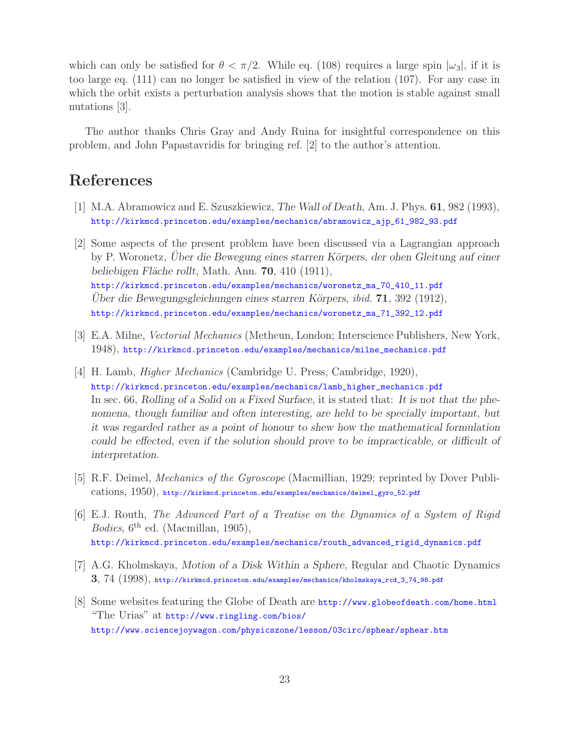which can only be satisfied for $\theta < \pi/2$. While eq. (108) requires a large spin $|\omega_3|$, if it is too large eq. (111) can no longer be satisfied in view of the relation (107). For any case in which the orbit exists a perturbation analysis shows that the motion is stable against small nutations [3].

The author thanks Chris Gray and Andy Ruina for insightful correspondence on this problem, and John Papastavridis for bringing ref. [2] to the author's attention.

## References

[1] M.A. Abramowicz and E. Szuszkiewicz, *The Wall of Death*, Am. J. Phys. **61**, 982 (1993), http://kirkmcd.princeton.edu/examples/mechanics/abramowicz_ajp_61_982_93.pdf

[2] Some aspects of the present problem have been discussed via a Lagrangian approach by P. Woronetz, *Über die Bewegung eines starren Körpers, der ohen Gleitung auf einer beliebigen Fläche rollt*, Math. Ann. **70**, 410 (1911), http://kirkmcd.princeton.edu/examples/mechanics/woronetz_ma_70_410_11.pdf
*Über die Bewegungsgleichungen eines starren Körpers*, *ibid.* **71**, 392 (1912), http://kirkmcd.princeton.edu/examples/mechanics/woronetz_ma_71_392_12.pdf

[3] E.A. Milne, *Vectorial Mechanics* (Metheun, London; Interscience Publishers, New York, 1948), http://kirkmcd.princeton.edu/examples/mechanics/milne_mechanics.pdf

[4] H. Lamb, *Higher Mechanics* (Cambridge U. Press, Cambridge, 1920), http://kirkmcd.princeton.edu/examples/mechanics/lamb_higher_mechanics.pdf
In sec. 66, *Rolling of a Solid on a Fixed Surface*, it is stated that: *It is not that the phenomena, though familiar and often interesting, are held to be specially important, but it was regarded rather as a point of honour to shew how the mathematical formulation could be effected, even if the solution should prove to be impracticable, or difficult of interpretation.*

[5] R.F. Deimel, *Mechanics of the Gyroscope* (Macmillian, 1929; reprinted by Dover Publications, 1950), http://kirkmcd.princeton.edu/examples/mechanics/deimel_gyro_52.pdf

[6] E.J. Routh, *The Advanced Part of a Treatise on the Dynamics of a System of Rigid Bodies*, 6th ed. (Macmillan, 1905), http://kirkmcd.princeton.edu/examples/mechanics/routh_advanced_rigid_dynamics.pdf

[7] A.G. Kholmskaya, *Motion of a Disk Within a Sphere*, Regular and Chaotic Dynamics **3**, 74 (1998), http://kirkmcd.princeton.edu/examples/mechanics/kholmskaya_rcd_3_74_98.pdf

[8] Some websites featuring the Globe of Death are http://www.globeofdeath.com/home.html
"The Urias" at http://www.ringling.com/bios/
http://www.sciencejoywagon.com/physicszone/lesson/03circ/sphear/sphear.htm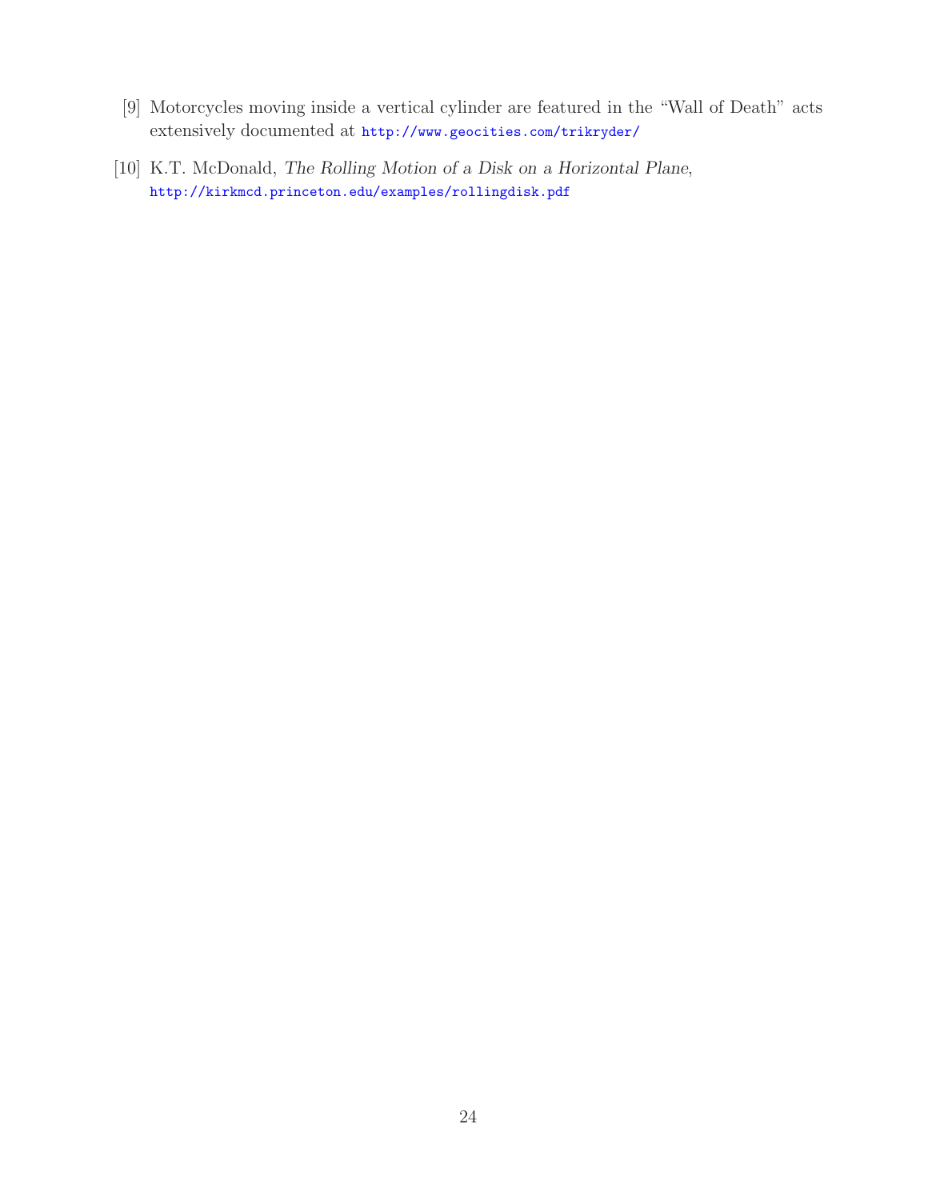[9] Motorcycles moving inside a vertical cylinder are featured in the "Wall of Death" acts extensively documented at http://www.geocities.com/trikryder/

[10] K.T. McDonald, *The Rolling Motion of a Disk on a Horizontal Plane*, http://kirkmcd.princeton.edu/examples/rollingdisk.pdf